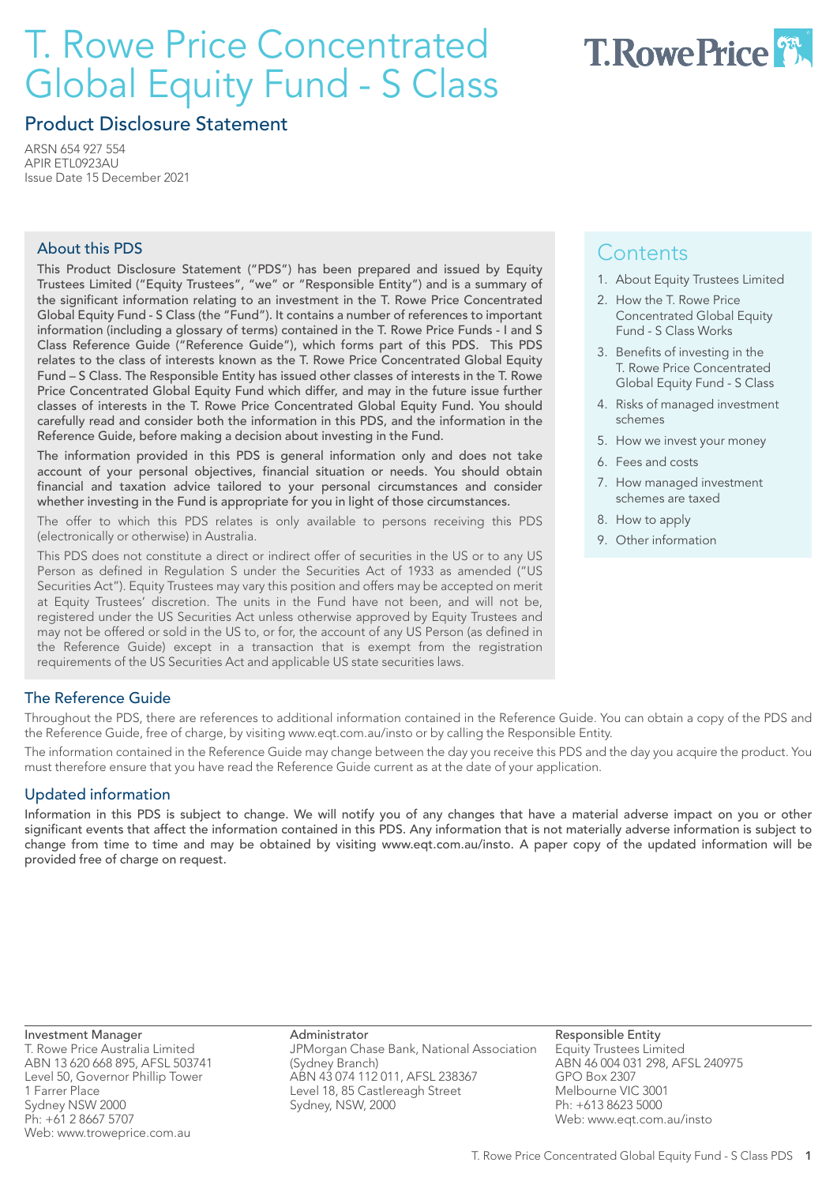# T. Rowe Price Concentrated Global Equity Fund - S Class

## Product Disclosure Statement

ARSN 654 927 554
APIR ETL0923AU
Issue Date 15 December 2021

### About this PDS

This Product Disclosure Statement ("PDS") has been prepared and issued by Equity Trustees Limited ("Equity Trustees", "we" or "Responsible Entity") and is a summary of the significant information relating to an investment in the T. Rowe Price Concentrated Global Equity Fund - S Class (the "Fund"). It contains a number of references to important information (including a glossary of terms) contained in the T. Rowe Price Funds - I and S Class Reference Guide ("Reference Guide"), which forms part of this PDS. This PDS relates to the class of interests known as the T. Rowe Price Concentrated Global Equity Fund – S Class. The Responsible Entity has issued other classes of interests in the T. Rowe Price Concentrated Global Equity Fund which differ, and may in the future issue further classes of interests in the T. Rowe Price Concentrated Global Equity Fund. You should carefully read and consider both the information in this PDS, and the information in the Reference Guide, before making a decision about investing in the Fund.

The information provided in this PDS is general information only and does not take account of your personal objectives, financial situation or needs. You should obtain financial and taxation advice tailored to your personal circumstances and consider whether investing in the Fund is appropriate for you in light of those circumstances.

The offer to which this PDS relates is only available to persons receiving this PDS (electronically or otherwise) in Australia.

This PDS does not constitute a direct or indirect offer of securities in the US or to any US Person as defined in Regulation S under the Securities Act of 1933 as amended ("US Securities Act"). Equity Trustees may vary this position and offers may be accepted on merit at Equity Trustees' discretion. The units in the Fund have not been, and will not be, registered under the US Securities Act unless otherwise approved by Equity Trustees and may not be offered or sold in the US to, or for, the account of any US Person (as defined in the Reference Guide) except in a transaction that is exempt from the registration requirements of the US Securities Act and applicable US state securities laws.

## Contents

1. About Equity Trustees Limited
2. How the T. Rowe Price Concentrated Global Equity Fund - S Class Works
3. Benefits of investing in the T. Rowe Price Concentrated Global Equity Fund - S Class
4. Risks of managed investment schemes
5. How we invest your money
6. Fees and costs
7. How managed investment schemes are taxed
8. How to apply
9. Other information

### The Reference Guide

Throughout the PDS, there are references to additional information contained in the Reference Guide. You can obtain a copy of the PDS and the Reference Guide, free of charge, by visiting www.eqt.com.au/insto or by calling the Responsible Entity.

The information contained in the Reference Guide may change between the day you receive this PDS and the day you acquire the product. You must therefore ensure that you have read the Reference Guide current as at the date of your application.

### Updated information

Information in this PDS is subject to change. We will notify you of any changes that have a material adverse impact on you or other significant events that affect the information contained in this PDS. Any information that is not materially adverse information is subject to change from time to time and may be obtained by visiting www.eqt.com.au/insto. A paper copy of the updated information will be provided free of charge on request.

**Investment Manager**
T. Rowe Price Australia Limited
ABN 13 620 668 895, AFSL 503741
Level 50, Governor Phillip Tower
1 Farrer Place
Sydney NSW 2000
Ph: +61 2 8667 5707
Web: www.troweprice.com.au

**Administrator**
JPMorgan Chase Bank, National Association (Sydney Branch)
ABN 43 074 112 011, AFSL 238367
Level 18, 85 Castlereagh Street
Sydney, NSW, 2000

**Responsible Entity**
Equity Trustees Limited
ABN 46 004 031 298, AFSL 240975
GPO Box 2307
Melbourne VIC 3001
Ph: +613 8623 5000
Web: www.eqt.com.au/insto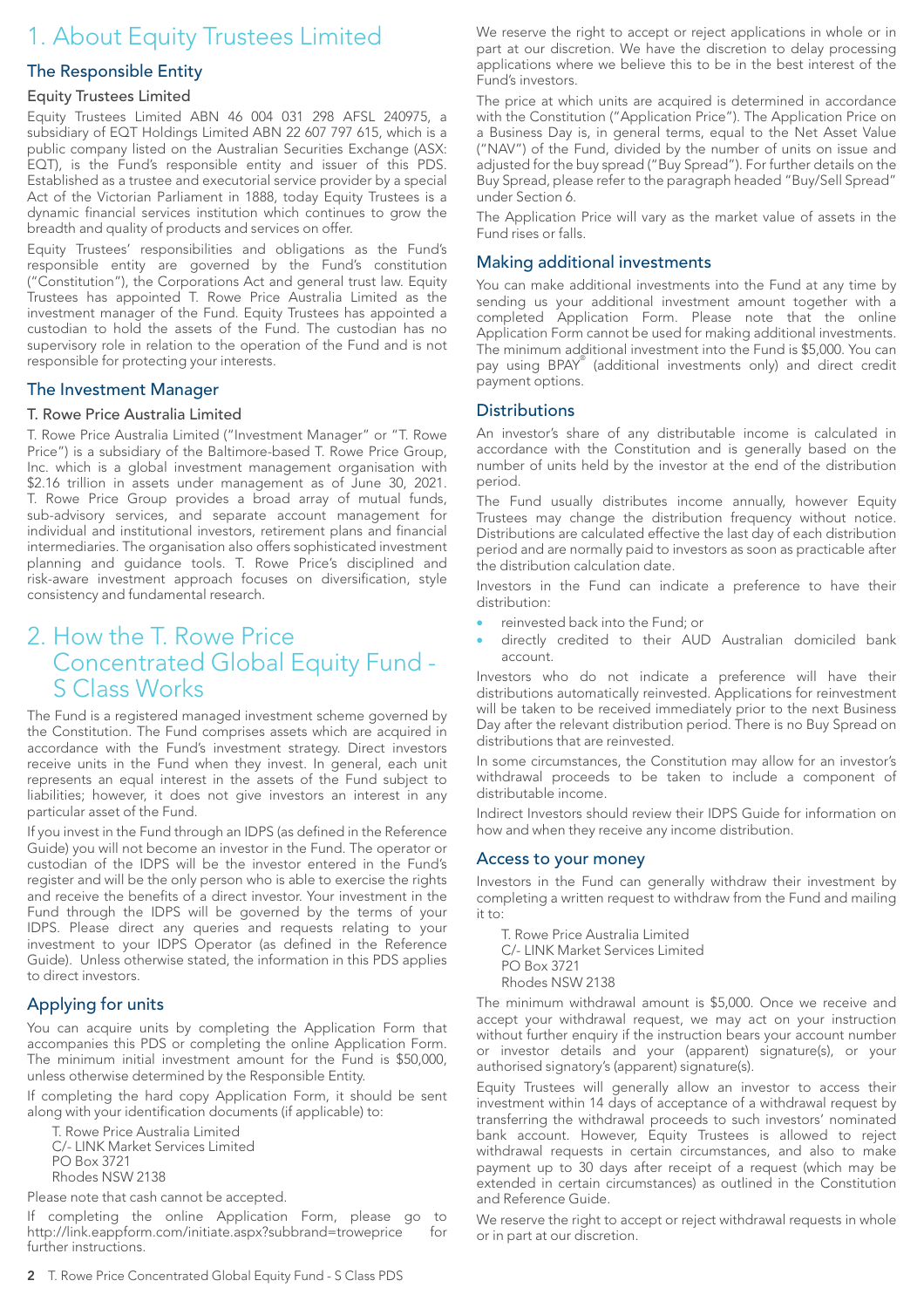# 1. About Equity Trustees Limited

## The Responsible Entity

### Equity Trustees Limited

Equity Trustees Limited ABN 46 004 031 298 AFSL 240975, a subsidiary of EQT Holdings Limited ABN 22 607 797 615, which is a public company listed on the Australian Securities Exchange (ASX: EQT), is the Fund's responsible entity and issuer of this PDS. Established as a trustee and executorial service provider by a special Act of the Victorian Parliament in 1888, today Equity Trustees is a dynamic financial services institution which continues to grow the breadth and quality of products and services on offer.

Equity Trustees' responsibilities and obligations as the Fund's responsible entity are governed by the Fund's constitution ("Constitution"), the Corporations Act and general trust law. Equity Trustees has appointed T. Rowe Price Australia Limited as the investment manager of the Fund. Equity Trustees has appointed a custodian to hold the assets of the Fund. The custodian has no supervisory role in relation to the operation of the Fund and is not responsible for protecting your interests.

## The Investment Manager

### T. Rowe Price Australia Limited

T. Rowe Price Australia Limited ("Investment Manager" or "T. Rowe Price") is a subsidiary of the Baltimore-based T. Rowe Price Group, Inc. which is a global investment management organisation with $2.16 trillion in assets under management as of June 30, 2021. T. Rowe Price Group provides a broad array of mutual funds, sub-advisory services, and separate account management for individual and institutional investors, retirement plans and financial intermediaries. The organisation also offers sophisticated investment planning and guidance tools. T. Rowe Price's disciplined and risk-aware investment approach focuses on diversification, style consistency and fundamental research.

# 2. How the T. Rowe Price Concentrated Global Equity Fund - S Class Works

The Fund is a registered managed investment scheme governed by the Constitution. The Fund comprises assets which are acquired in accordance with the Fund's investment strategy. Direct investors receive units in the Fund when they invest. In general, each unit represents an equal interest in the assets of the Fund subject to liabilities; however, it does not give investors an interest in any particular asset of the Fund.

If you invest in the Fund through an IDPS (as defined in the Reference Guide) you will not become an investor in the Fund. The operator or custodian of the IDPS will be the investor entered in the Fund's register and will be the only person who is able to exercise the rights and receive the benefits of a direct investor. Your investment in the Fund through the IDPS will be governed by the terms of your IDPS. Please direct any queries and requests relating to your investment to your IDPS Operator (as defined in the Reference Guide). Unless otherwise stated, the information in this PDS applies to direct investors.

## Applying for units

You can acquire units by completing the Application Form that accompanies this PDS or completing the online Application Form. The minimum initial investment amount for the Fund is $50,000, unless otherwise determined by the Responsible Entity.

If completing the hard copy Application Form, it should be sent along with your identification documents (if applicable) to:

T. Rowe Price Australia Limited
C/- LINK Market Services Limited
PO Box 3721
Rhodes NSW 2138

Please note that cash cannot be accepted.

If completing the online Application Form, please go to http://link.eappform.com/initiate.aspx?subbrand=troweprice for further instructions.

We reserve the right to accept or reject applications in whole or in part at our discretion. We have the discretion to delay processing applications where we believe this to be in the best interest of the Fund's investors.

The price at which units are acquired is determined in accordance with the Constitution ("Application Price"). The Application Price on a Business Day is, in general terms, equal to the Net Asset Value ("NAV") of the Fund, divided by the number of units on issue and adjusted for the buy spread ("Buy Spread"). For further details on the Buy Spread, please refer to the paragraph headed "Buy/Sell Spread" under Section 6.

The Application Price will vary as the market value of assets in the Fund rises or falls.

## Making additional investments

You can make additional investments into the Fund at any time by sending us your additional investment amount together with a completed Application Form. Please note that the online Application Form cannot be used for making additional investments. The minimum additional investment into the Fund is $5,000. You can pay using BPAY® (additional investments only) and direct credit payment options.

## Distributions

An investor's share of any distributable income is calculated in accordance with the Constitution and is generally based on the number of units held by the investor at the end of the distribution period.

The Fund usually distributes income annually, however Equity Trustees may change the distribution frequency without notice. Distributions are calculated effective the last day of each distribution period and are normally paid to investors as soon as practicable after the distribution calculation date.

Investors in the Fund can indicate a preference to have their distribution:

- reinvested back into the Fund; or
- directly credited to their AUD Australian domiciled bank account.

Investors who do not indicate a preference will have their distributions automatically reinvested. Applications for reinvestment will be taken to be received immediately prior to the next Business Day after the relevant distribution period. There is no Buy Spread on distributions that are reinvested.

In some circumstances, the Constitution may allow for an investor's withdrawal proceeds to be taken to include a component of distributable income.

Indirect Investors should review their IDPS Guide for information on how and when they receive any income distribution.

## Access to your money

Investors in the Fund can generally withdraw their investment by completing a written request to withdraw from the Fund and mailing it to:

T. Rowe Price Australia Limited
C/- LINK Market Services Limited
PO Box 3721
Rhodes NSW 2138

The minimum withdrawal amount is $5,000. Once we receive and accept your withdrawal request, we may act on your instruction without further enquiry if the instruction bears your account number or investor details and your (apparent) signature(s), or your authorised signatory's (apparent) signature(s).

Equity Trustees will generally allow an investor to access their investment within 14 days of acceptance of a withdrawal request by transferring the withdrawal proceeds to such investors' nominated bank account. However, Equity Trustees is allowed to reject withdrawal requests in certain circumstances, and also to make payment up to 30 days after receipt of a request (which may be extended in certain circumstances) as outlined in the Constitution and Reference Guide.

We reserve the right to accept or reject withdrawal requests in whole or in part at our discretion.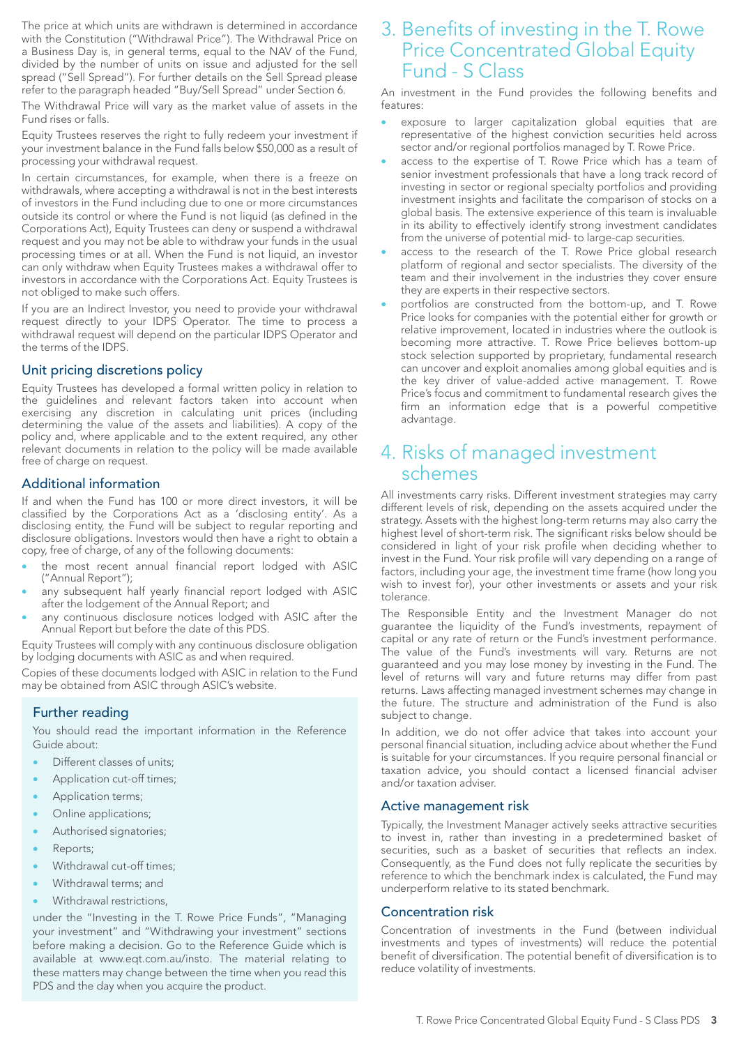The price at which units are withdrawn is determined in accordance with the Constitution ("Withdrawal Price"). The Withdrawal Price on a Business Day is, in general terms, equal to the NAV of the Fund, divided by the number of units on issue and adjusted for the sell spread ("Sell Spread"). For further details on the Sell Spread please refer to the paragraph headed "Buy/Sell Spread" under Section 6.

The Withdrawal Price will vary as the market value of assets in the Fund rises or falls.

Equity Trustees reserves the right to fully redeem your investment if your investment balance in the Fund falls below $50,000 as a result of processing your withdrawal request.

In certain circumstances, for example, when there is a freeze on withdrawals, where accepting a withdrawal is not in the best interests of investors in the Fund including due to one or more circumstances outside its control or where the Fund is not liquid (as defined in the Corporations Act), Equity Trustees can deny or suspend a withdrawal request and you may not be able to withdraw your funds in the usual processing times or at all. When the Fund is not liquid, an investor can only withdraw when Equity Trustees makes a withdrawal offer to investors in accordance with the Corporations Act. Equity Trustees is not obliged to make such offers.

If you are an Indirect Investor, you need to provide your withdrawal request directly to your IDPS Operator. The time to process a withdrawal request will depend on the particular IDPS Operator and the terms of the IDPS.

### Unit pricing discretions policy

Equity Trustees has developed a formal written policy in relation to the guidelines and relevant factors taken into account when exercising any discretion in calculating unit prices (including determining the value of the assets and liabilities). A copy of the policy and, where applicable and to the extent required, any other relevant documents in relation to the policy will be made available free of charge on request.

### Additional information

If and when the Fund has 100 or more direct investors, it will be classified by the Corporations Act as a 'disclosing entity'. As a disclosing entity, the Fund will be subject to regular reporting and disclosure obligations. Investors would then have a right to obtain a copy, free of charge, of any of the following documents:

- the most recent annual financial report lodged with ASIC ("Annual Report");
- any subsequent half yearly financial report lodged with ASIC after the lodgement of the Annual Report; and
- any continuous disclosure notices lodged with ASIC after the Annual Report but before the date of this PDS.

Equity Trustees will comply with any continuous disclosure obligation by lodging documents with ASIC as and when required.

Copies of these documents lodged with ASIC in relation to the Fund may be obtained from ASIC through ASIC's website.

### Further reading

You should read the important information in the Reference Guide about:

- Different classes of units;
- Application cut-off times;
- Application terms;
- Online applications;
- Authorised signatories;
- Reports;
- Withdrawal cut-off times;
- Withdrawal terms; and
- Withdrawal restrictions,

under the "Investing in the T. Rowe Price Funds", "Managing your investment" and "Withdrawing your investment" sections before making a decision. Go to the Reference Guide which is available at www.eqt.com.au/insto. The material relating to these matters may change between the time when you read this PDS and the day when you acquire the product.

## 3. Benefits of investing in the T. Rowe Price Concentrated Global Equity Fund - S Class

An investment in the Fund provides the following benefits and features:

- exposure to larger capitalization global equities that are representative of the highest conviction securities held across sector and/or regional portfolios managed by T. Rowe Price.
- access to the expertise of T. Rowe Price which has a team of senior investment professionals that have a long track record of investing in sector or regional specialty portfolios and providing investment insights and facilitate the comparison of stocks on a global basis. The extensive experience of this team is invaluable in its ability to effectively identify strong investment candidates from the universe of potential mid- to large-cap securities.
- access to the research of the T. Rowe Price global research platform of regional and sector specialists. The diversity of the team and their involvement in the industries they cover ensure they are experts in their respective sectors.
- portfolios are constructed from the bottom-up, and T. Rowe Price looks for companies with the potential either for growth or relative improvement, located in industries where the outlook is becoming more attractive. T. Rowe Price believes bottom-up stock selection supported by proprietary, fundamental research can uncover and exploit anomalies among global equities and is the key driver of value-added active management. T. Rowe Price's focus and commitment to fundamental research gives the firm an information edge that is a powerful competitive advantage.

## 4. Risks of managed investment schemes

All investments carry risks. Different investment strategies may carry different levels of risk, depending on the assets acquired under the strategy. Assets with the highest long-term returns may also carry the highest level of short-term risk. The significant risks below should be considered in light of your risk profile when deciding whether to invest in the Fund. Your risk profile will vary depending on a range of factors, including your age, the investment time frame (how long you wish to invest for), your other investments or assets and your risk tolerance.

The Responsible Entity and the Investment Manager do not guarantee the liquidity of the Fund's investments, repayment of capital or any rate of return or the Fund's investment performance. The value of the Fund's investments will vary. Returns are not guaranteed and you may lose money by investing in the Fund. The level of returns will vary and future returns may differ from past returns. Laws affecting managed investment schemes may change in the future. The structure and administration of the Fund is also subject to change.

In addition, we do not offer advice that takes into account your personal financial situation, including advice about whether the Fund is suitable for your circumstances. If you require personal financial or taxation advice, you should contact a licensed financial adviser and/or taxation adviser.

### Active management risk

Typically, the Investment Manager actively seeks attractive securities to invest in, rather than investing in a predetermined basket of securities, such as a basket of securities that reflects an index. Consequently, as the Fund does not fully replicate the securities by reference to which the benchmark index is calculated, the Fund may underperform relative to its stated benchmark.

### Concentration risk

Concentration of investments in the Fund (between individual investments and types of investments) will reduce the potential benefit of diversification. The potential benefit of diversification is to reduce volatility of investments.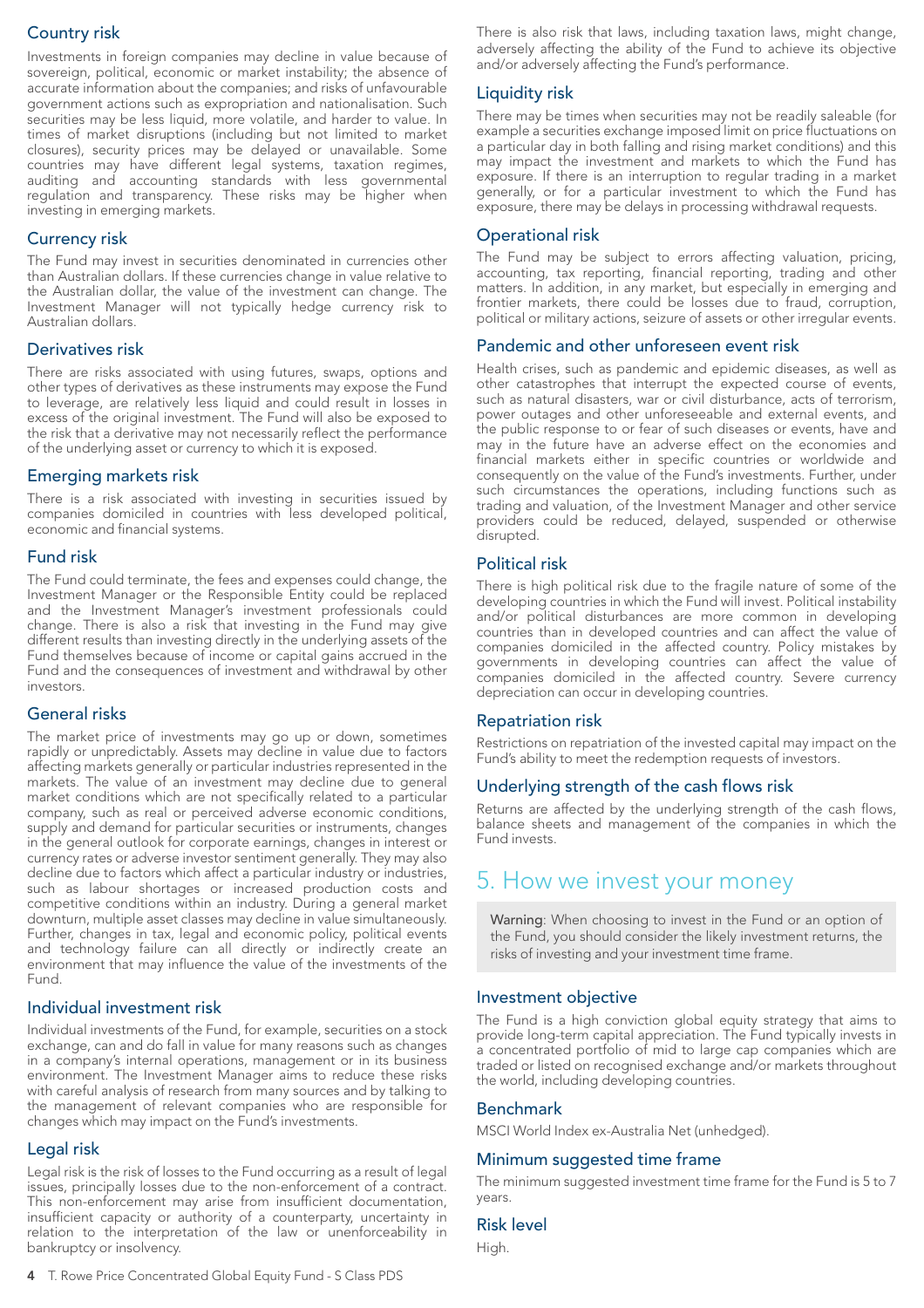### Country risk

Investments in foreign companies may decline in value because of sovereign, political, economic or market instability; the absence of accurate information about the companies; and risks of unfavourable government actions such as expropriation and nationalisation. Such securities may be less liquid, more volatile, and harder to value. In times of market disruptions (including but not limited to market closures), security prices may be delayed or unavailable. Some countries may have different legal systems, taxation regimes, auditing and accounting standards with less governmental regulation and transparency. These risks may be higher when investing in emerging markets.

### Currency risk

The Fund may invest in securities denominated in currencies other than Australian dollars. If these currencies change in value relative to the Australian dollar, the value of the investment can change. The Investment Manager will not typically hedge currency risk to Australian dollars.

### Derivatives risk

There are risks associated with using futures, swaps, options and other types of derivatives as these instruments may expose the Fund to leverage, are relatively less liquid and could result in losses in excess of the original investment. The Fund will also be exposed to the risk that a derivative may not necessarily reflect the performance of the underlying asset or currency to which it is exposed.

### Emerging markets risk

There is a risk associated with investing in securities issued by companies domiciled in countries with less developed political, economic and financial systems.

### Fund risk

The Fund could terminate, the fees and expenses could change, the Investment Manager or the Responsible Entity could be replaced and the Investment Manager's investment professionals could change. There is also a risk that investing in the Fund may give different results than investing directly in the underlying assets of the Fund themselves because of income or capital gains accrued in the Fund and the consequences of investment and withdrawal by other investors.

### General risks

The market price of investments may go up or down, sometimes rapidly or unpredictably. Assets may decline in value due to factors affecting markets generally or particular industries represented in the markets. The value of an investment may decline due to general market conditions which are not specifically related to a particular company, such as real or perceived adverse economic conditions, supply and demand for particular securities or instruments, changes in the general outlook for corporate earnings, changes in interest or currency rates or adverse investor sentiment generally. They may also decline due to factors which affect a particular industry or industries, such as labour shortages or increased production costs and competitive conditions within an industry. During a general market downturn, multiple asset classes may decline in value simultaneously. Further, changes in tax, legal and economic policy, political events and technology failure can all directly or indirectly create an environment that may influence the value of the investments of the Fund.

### Individual investment risk

Individual investments of the Fund, for example, securities on a stock exchange, can and do fall in value for many reasons such as changes in a company's internal operations, management or in its business environment. The Investment Manager aims to reduce these risks with careful analysis of research from many sources and by talking to the management of relevant companies who are responsible for changes which may impact on the Fund's investments.

### Legal risk

Legal risk is the risk of losses to the Fund occurring as a result of legal issues, principally losses due to the non-enforcement of a contract. This non-enforcement may arise from insufficient documentation, insufficient capacity or authority of a counterparty, uncertainty in relation to the interpretation of the law or unenforceability in bankruptcy or insolvency.

There is also risk that laws, including taxation laws, might change, adversely affecting the ability of the Fund to achieve its objective and/or adversely affecting the Fund's performance.

### Liquidity risk

There may be times when securities may not be readily saleable (for example a securities exchange imposed limit on price fluctuations on a particular day in both falling and rising market conditions) and this may impact the investment and markets to which the Fund has exposure. If there is an interruption to regular trading in a market generally, or for a particular investment to which the Fund has exposure, there may be delays in processing withdrawal requests.

### Operational risk

The Fund may be subject to errors affecting valuation, pricing, accounting, tax reporting, financial reporting, trading and other matters. In addition, in any market, but especially in emerging and frontier markets, there could be losses due to fraud, corruption, political or military actions, seizure of assets or other irregular events.

### Pandemic and other unforeseen event risk

Health crises, such as pandemic and epidemic diseases, as well as other catastrophes that interrupt the expected course of events, such as natural disasters, war or civil disturbance, acts of terrorism, power outages and other unforeseeable and external events, and the public response to or fear of such diseases or events, have and may in the future have an adverse effect on the economies and financial markets either in specific countries or worldwide and consequently on the value of the Fund's investments. Further, under such circumstances the operations, including functions such as trading and valuation, of the Investment Manager and other service providers could be reduced, delayed, suspended or otherwise disrupted.

### Political risk

There is high political risk due to the fragile nature of some of the developing countries in which the Fund will invest. Political instability and/or political disturbances are more common in developing countries than in developed countries and can affect the value of companies domiciled in the affected country. Policy mistakes by governments in developing countries can affect the value of companies domiciled in the affected country. Severe currency depreciation can occur in developing countries.

### Repatriation risk

Restrictions on repatriation of the invested capital may impact on the Fund's ability to meet the redemption requests of investors.

### Underlying strength of the cash flows risk

Returns are affected by the underlying strength of the cash flows, balance sheets and management of the companies in which the Fund invests.

## 5. How we invest your money

> Warning: When choosing to invest in the Fund or an option of the Fund, you should consider the likely investment returns, the risks of investing and your investment time frame.

### Investment objective

The Fund is a high conviction global equity strategy that aims to provide long-term capital appreciation. The Fund typically invests in a concentrated portfolio of mid to large cap companies which are traded or listed on recognised exchange and/or markets throughout the world, including developing countries.

### Benchmark

MSCI World Index ex-Australia Net (unhedged).

### Minimum suggested time frame

The minimum suggested investment time frame for the Fund is 5 to 7 years.

### Risk level

High.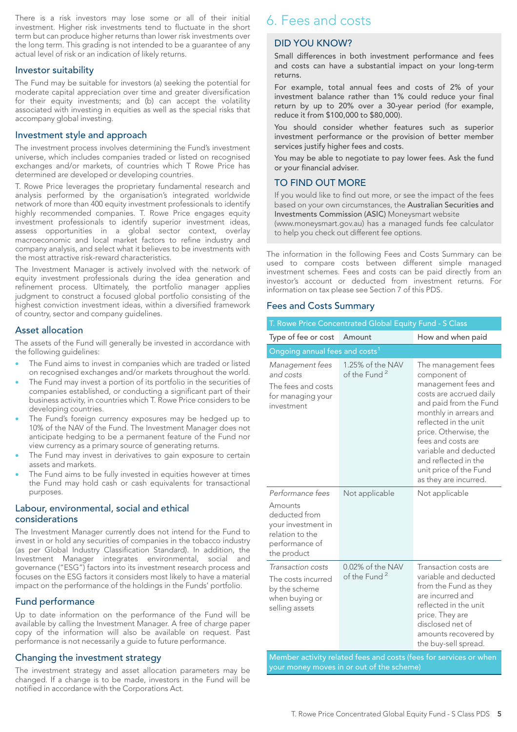There is a risk investors may lose some or all of their initial investment. Higher risk investments tend to fluctuate in the short term but can produce higher returns than lower risk investments over the long term. This grading is not intended to be a guarantee of any actual level of risk or an indication of likely returns.

### Investor suitability

The Fund may be suitable for investors (a) seeking the potential for moderate capital appreciation over time and greater diversification for their equity investments; and (b) can accept the volatility associated with investing in equities as well as the special risks that accompany global investing.

### Investment style and approach

The investment process involves determining the Fund's investment universe, which includes companies traded or listed on recognised exchanges and/or markets, of countries which T Rowe Price has determined are developed or developing countries.

T. Rowe Price leverages the proprietary fundamental research and analysis performed by the organisation's integrated worldwide network of more than 400 equity investment professionals to identify highly recommended companies. T. Rowe Price engages equity investment professionals to identify superior investment ideas, assess opportunities in a global sector context, overlay macroeconomic and local market factors to refine industry and company analysis, and select what it believes to be investments with the most attractive risk-reward characteristics.

The Investment Manager is actively involved with the network of equity investment professionals during the idea generation and refinement process. Ultimately, the portfolio manager applies judgment to construct a focused global portfolio consisting of the highest conviction investment ideas, within a diversified framework of country, sector and company guidelines.

### Asset allocation

The assets of the Fund will generally be invested in accordance with the following guidelines:

- The Fund aims to invest in companies which are traded or listed on recognised exchanges and/or markets throughout the world.
- The Fund may invest a portion of its portfolio in the securities of companies established, or conducting a significant part of their business activity, in countries which T. Rowe Price considers to be developing countries.
- The Fund's foreign currency exposures may be hedged up to 10% of the NAV of the Fund. The Investment Manager does not anticipate hedging to be a permanent feature of the Fund nor view currency as a primary source of generating returns.
- The Fund may invest in derivatives to gain exposure to certain assets and markets.
- The Fund aims to be fully invested in equities however at times the Fund may hold cash or cash equivalents for transactional purposes.

### Labour, environmental, social and ethical considerations

The Investment Manager currently does not intend for the Fund to invest in or hold any securities of companies in the tobacco industry (as per Global Industry Classification Standard). In addition, the Investment Manager integrates environmental, social and governance ("ESG") factors into its investment research process and focuses on the ESG factors it considers most likely to have a material impact on the performance of the holdings in the Funds' portfolio.

### Fund performance

Up to date information on the performance of the Fund will be available by calling the Investment Manager. A free of charge paper copy of the information will also be available on request. Past performance is not necessarily a guide to future performance.

### Changing the investment strategy

The investment strategy and asset allocation parameters may be changed. If a change is to be made, investors in the Fund will be notified in accordance with the Corporations Act.

# 6. Fees and costs

**DID YOU KNOW?**

Small differences in both investment performance and fees and costs can have a substantial impact on your long-term returns.

For example, total annual fees and costs of 2% of your investment balance rather than 1% could reduce your final return by up to 20% over a 30-year period (for example, reduce it from $100,000 to $80,000).

You should consider whether features such as superior investment performance or the provision of better member services justify higher fees and costs.

You may be able to negotiate to pay lower fees. Ask the fund or your financial adviser.

**TO FIND OUT MORE**

If you would like to find out more, or see the impact of the fees based on your own circumstances, the Australian Securities and Investments Commission (ASIC) Moneysmart website (www.moneysmart.gov.au) has a managed funds fee calculator to help you check out different fee options.

The information in the following Fees and Costs Summary can be used to compare costs between different simple managed investment schemes. Fees and costs can be paid directly from an investor's account or deducted from investment returns. For information on tax please see Section 7 of this PDS.

### Fees and Costs Summary

| T. Rowe Price Concentrated Global Equity Fund - S Class | | |
|---|---|---|
| **Type of fee or cost** | **Amount** | **How and when paid** |
| **Ongoing annual fees and costs**[1] | | |
| *Management fees and costs* The fees and costs for managing your investment | 1.25% of the NAV of the Fund[2] | The management fees component of management fees and costs are accrued daily and paid from the Fund monthly in arrears and reflected in the unit price. Otherwise, the fees and costs are variable and deducted and reflected in the unit price of the Fund as they are incurred. |
| *Performance fees* Amounts deducted from your investment in relation to the performance of the product | Not applicable | Not applicable |
| *Transaction costs* The costs incurred by the scheme when buying or selling assets | 0.02% of the NAV of the Fund[2] | Transaction costs are variable and deducted from the Fund as they are incurred and reflected in the unit price. They are disclosed net of amounts recovered by the buy-sell spread. |
| **Member activity related fees and costs (fees for services or when your money moves in or out of the scheme)** | | |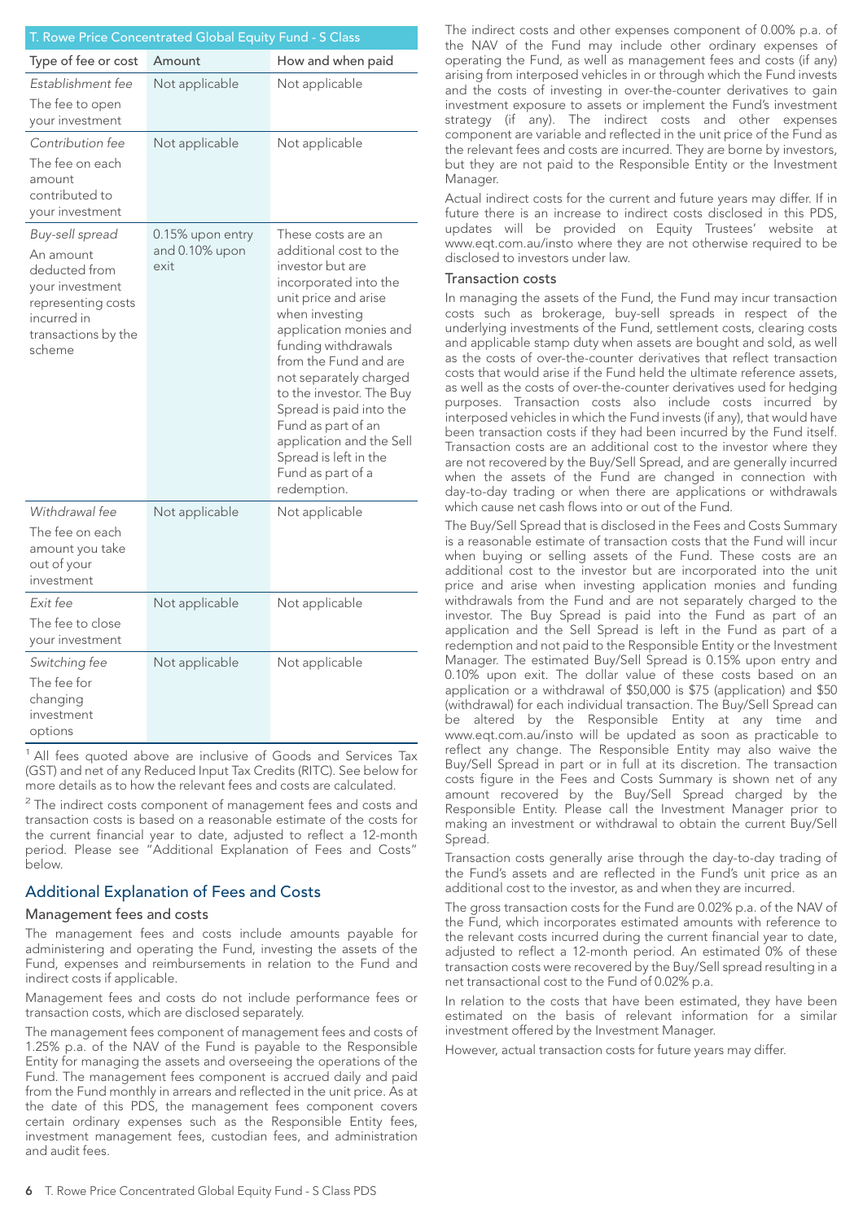| T. Rowe Price Concentrated Global Equity Fund - S Class | | |
|---|---|---|
| Type of fee or cost | Amount | How and when paid |
| *Establishment fee*<br>The fee to open your investment | Not applicable | Not applicable |
| *Contribution fee*<br>The fee on each amount contributed to your investment | Not applicable | Not applicable |
| *Buy-sell spread*<br>An amount deducted from your investment representing costs incurred in transactions by the scheme | 0.15% upon entry and 0.10% upon exit | These costs are an additional cost to the investor but are incorporated into the unit price and arise when investing application monies and funding withdrawals from the Fund and are not separately charged to the investor. The Buy Spread is paid into the Fund as part of an application and the Sell Spread is left in the Fund as part of a redemption. |
| *Withdrawal fee*<br>The fee on each amount you take out of your investment | Not applicable | Not applicable |
| *Exit fee*<br>The fee to close your investment | Not applicable | Not applicable |
| *Switching fee*<br>The fee for changing investment options | Not applicable | Not applicable |

[1] All fees quoted above are inclusive of Goods and Services Tax (GST) and net of any Reduced Input Tax Credits (RITC). See below for more details as to how the relevant fees and costs are calculated.

[2] The indirect costs component of management fees and costs and transaction costs is based on a reasonable estimate of the costs for the current financial year to date, adjusted to reflect a 12-month period. Please see "Additional Explanation of Fees and Costs" below.

## Additional Explanation of Fees and Costs

### Management fees and costs

The management fees and costs include amounts payable for administering and operating the Fund, investing the assets of the Fund, expenses and reimbursements in relation to the Fund and indirect costs if applicable.

Management fees and costs do not include performance fees or transaction costs, which are disclosed separately.

The management fees component of management fees and costs of 1.25% p.a. of the NAV of the Fund is payable to the Responsible Entity for managing the assets and overseeing the operations of the Fund. The management fees component is accrued daily and paid from the Fund monthly in arrears and reflected in the unit price. As at the date of this PDS, the management fees component covers certain ordinary expenses such as the Responsible Entity fees, investment management fees, custodian fees, and administration and audit fees.

The indirect costs and other expenses component of 0.00% p.a. of the NAV of the Fund may include other ordinary expenses of operating the Fund, as well as management fees and costs (if any) arising from interposed vehicles in or through which the Fund invests and the costs of investing in over-the-counter derivatives to gain investment exposure to assets or implement the Fund's investment strategy (if any). The indirect costs and other expenses component are variable and reflected in the unit price of the Fund as the relevant fees and costs are incurred. They are borne by investors, but they are not paid to the Responsible Entity or the Investment Manager.

Actual indirect costs for the current and future years may differ. If in future there is an increase to indirect costs disclosed in this PDS, updates will be provided on Equity Trustees' website at www.eqt.com.au/insto where they are not otherwise required to be disclosed to investors under law.

### Transaction costs

In managing the assets of the Fund, the Fund may incur transaction costs such as brokerage, buy-sell spreads in respect of the underlying investments of the Fund, settlement costs, clearing costs and applicable stamp duty when assets are bought and sold, as well as the costs of over-the-counter derivatives that reflect transaction costs that would arise if the Fund held the ultimate reference assets, as well as the costs of over-the-counter derivatives used for hedging purposes. Transaction costs also include costs incurred by interposed vehicles in which the Fund invests (if any), that would have been transaction costs if they had been incurred by the Fund itself. Transaction costs are an additional cost to the investor where they are not recovered by the Buy/Sell Spread, and are generally incurred when the assets of the Fund are changed in connection with day-to-day trading or when there are applications or withdrawals which cause net cash flows into or out of the Fund.

The Buy/Sell Spread that is disclosed in the Fees and Costs Summary is a reasonable estimate of transaction costs that the Fund will incur when buying or selling assets of the Fund. These costs are an additional cost to the investor but are incorporated into the unit price and arise when investing application monies and funding withdrawals from the Fund and are not separately charged to the investor. The Buy Spread is paid into the Fund as part of an application and the Sell Spread is left in the Fund as part of a redemption and not paid to the Responsible Entity or the Investment Manager. The estimated Buy/Sell Spread is 0.15% upon entry and 0.10% upon exit. The dollar value of these costs based on an application or a withdrawal of $50,000 is $75 (application) and $50 (withdrawal) for each individual transaction. The Buy/Sell Spread can be altered by the Responsible Entity at any time and www.eqt.com.au/insto will be updated as soon as practicable to reflect any change. The Responsible Entity may also waive the Buy/Sell Spread in part or in full at its discretion. The transaction costs figure in the Fees and Costs Summary is shown net of any amount recovered by the Buy/Sell Spread charged by the Responsible Entity. Please call the Investment Manager prior to making an investment or withdrawal to obtain the current Buy/Sell Spread.

Transaction costs generally arise through the day-to-day trading of the Fund's assets and are reflected in the Fund's unit price as an additional cost to the investor, as and when they are incurred.

The gross transaction costs for the Fund are 0.02% p.a. of the NAV of the Fund, which incorporates estimated amounts with reference to the relevant costs incurred during the current financial year to date, adjusted to reflect a 12-month period. An estimated 0% of these transaction costs were recovered by the Buy/Sell spread resulting in a net transactional cost to the Fund of 0.02% p.a.

In relation to the costs that have been estimated, they have been estimated on the basis of relevant information for a similar investment offered by the Investment Manager.

However, actual transaction costs for future years may differ.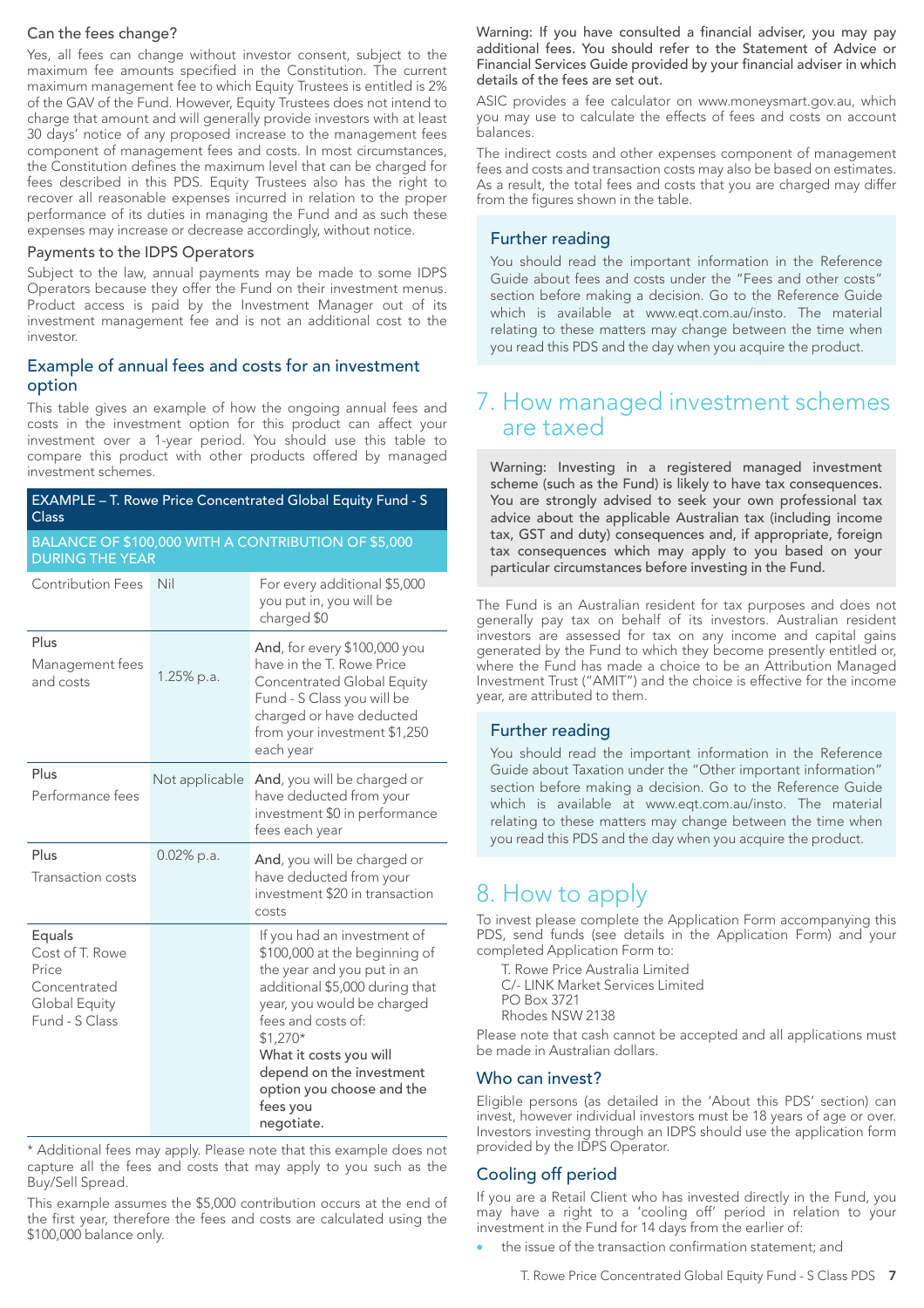### Can the fees change?

Yes, all fees can change without investor consent, subject to the maximum fee amounts specified in the Constitution. The current maximum management fee to which Equity Trustees is entitled is 2% of the GAV of the Fund. However, Equity Trustees does not intend to charge that amount and will generally provide investors with at least 30 days' notice of any proposed increase to the management fees component of management fees and costs. In most circumstances, the Constitution defines the maximum level that can be charged for fees described in this PDS. Equity Trustees also has the right to recover all reasonable expenses incurred in relation to the proper performance of its duties in managing the Fund and as such these expenses may increase or decrease accordingly, without notice.

### Payments to the IDPS Operators

Subject to the law, annual payments may be made to some IDPS Operators because they offer the Fund on their investment menus. Product access is paid by the Investment Manager out of its investment management fee and is not an additional cost to the investor.

## Example of annual fees and costs for an investment option

This table gives an example of how the ongoing annual fees and costs in the investment option for this product can affect your investment over a 1-year period. You should use this table to compare this product with other products offered by managed investment schemes.

| EXAMPLE – T. Rowe Price Concentrated Global Equity Fund - S Class | | |
|---|---|---|
| BALANCE OF $100,000 WITH A CONTRIBUTION OF $5,000 DURING THE YEAR | | |
| Contribution Fees | Nil | For every additional $5,000 you put in, you will be charged $0 |
| Plus<br>Management fees and costs | 1.25% p.a. | **And**, for every $100,000 you have in the T. Rowe Price Concentrated Global Equity Fund - S Class you will be charged or have deducted from your investment $1,250 each year |
| Plus<br>Performance fees | Not applicable | **And**, you will be charged or have deducted from your investment $0 in performance fees each year |
| Plus<br>Transaction costs | 0.02% p.a. | **And**, you will be charged or have deducted from your investment $20 in transaction costs |
| **Equals**<br>Cost of T. Rowe Price Concentrated Global Equity Fund - S Class | | If you had an investment of $100,000 at the beginning of the year and you put in an additional $5,000 during that year, you would be charged fees and costs of:<br>$1,270*<br>**What it costs you will depend on the investment option you choose and the fees you negotiate.** |

\* Additional fees may apply. Please note that this example does not capture all the fees and costs that may apply to you such as the Buy/Sell Spread.

This example assumes the $5,000 contribution occurs at the end of the first year, therefore the fees and costs are calculated using the $100,000 balance only.

Warning: If you have consulted a financial adviser, you may pay additional fees. You should refer to the Statement of Advice or Financial Services Guide provided by your financial adviser in which details of the fees are set out.

ASIC provides a fee calculator on www.moneysmart.gov.au, which you may use to calculate the effects of fees and costs on account balances.

The indirect costs and other expenses component of management fees and costs and transaction costs may also be based on estimates. As a result, the total fees and costs that you are charged may differ from the figures shown in the table.

### Further reading

You should read the important information in the Reference Guide about fees and costs under the "Fees and other costs" section before making a decision. Go to the Reference Guide which is available at www.eqt.com.au/insto. The material relating to these matters may change between the time when you read this PDS and the day when you acquire the product.

# 7. How managed investment schemes are taxed

Warning: Investing in a registered managed investment scheme (such as the Fund) is likely to have tax consequences. You are strongly advised to seek your own professional tax advice about the applicable Australian tax (including income tax, GST and duty) consequences and, if appropriate, foreign tax consequences which may apply to you based on your particular circumstances before investing in the Fund.

The Fund is an Australian resident for tax purposes and does not generally pay tax on behalf of its investors. Australian resident investors are assessed for tax on any income and capital gains generated by the Fund to which they become presently entitled or, where the Fund has made a choice to be an Attribution Managed Investment Trust ("AMIT") and the choice is effective for the income year, are attributed to them.

### Further reading

You should read the important information in the Reference Guide about Taxation under the "Other important information" section before making a decision. Go to the Reference Guide which is available at www.eqt.com.au/insto. The material relating to these matters may change between the time when you read this PDS and the day when you acquire the product.

# 8. How to apply

To invest please complete the Application Form accompanying this PDS, send funds (see details in the Application Form) and your completed Application Form to:

T. Rowe Price Australia Limited
C/- LINK Market Services Limited
PO Box 3721
Rhodes NSW 2138

Please note that cash cannot be accepted and all applications must be made in Australian dollars.

## Who can invest?

Eligible persons (as detailed in the 'About this PDS' section) can invest, however individual investors must be 18 years of age or over. Investors investing through an IDPS should use the application form provided by the IDPS Operator.

## Cooling off period

If you are a Retail Client who has invested directly in the Fund, you may have a right to a 'cooling off' period in relation to your investment in the Fund for 14 days from the earlier of:

- the issue of the transaction confirmation statement; and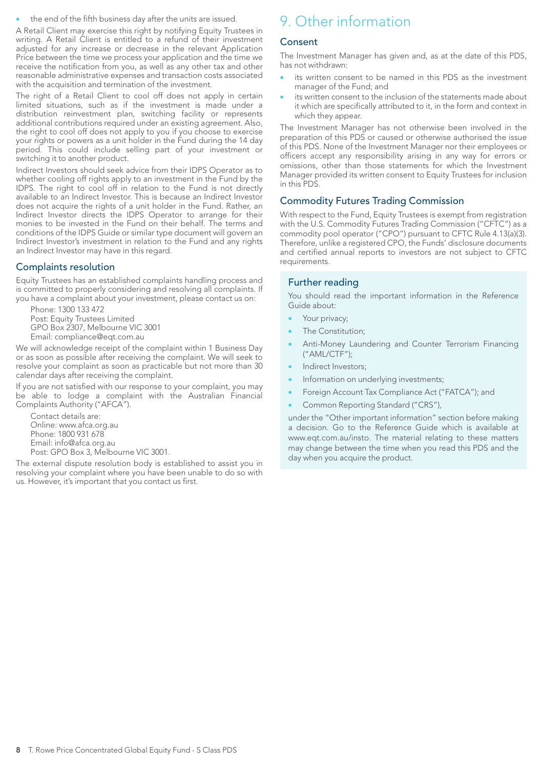- the end of the fifth business day after the units are issued.

A Retail Client may exercise this right by notifying Equity Trustees in writing. A Retail Client is entitled to a refund of their investment adjusted for any increase or decrease in the relevant Application Price between the time we process your application and the time we receive the notification from you, as well as any other tax and other reasonable administrative expenses and transaction costs associated with the acquisition and termination of the investment.

The right of a Retail Client to cool off does not apply in certain limited situations, such as if the investment is made under a distribution reinvestment plan, switching facility or represents additional contributions required under an existing agreement. Also, the right to cool off does not apply to you if you choose to exercise your rights or powers as a unit holder in the Fund during the 14 day period. This could include selling part of your investment or switching it to another product.

Indirect Investors should seek advice from their IDPS Operator as to whether cooling off rights apply to an investment in the Fund by the IDPS. The right to cool off in relation to the Fund is not directly available to an Indirect Investor. This is because an Indirect Investor does not acquire the rights of a unit holder in the Fund. Rather, an Indirect Investor directs the IDPS Operator to arrange for their monies to be invested in the Fund on their behalf. The terms and conditions of the IDPS Guide or similar type document will govern an Indirect Investor's investment in relation to the Fund and any rights an Indirect Investor may have in this regard.

## Complaints resolution

Equity Trustees has an established complaints handling process and is committed to properly considering and resolving all complaints. If you have a complaint about your investment, please contact us on:

Phone: 1300 133 472
Post: Equity Trustees Limited
GPO Box 2307, Melbourne VIC 3001
Email: compliance@eqt.com.au

We will acknowledge receipt of the complaint within 1 Business Day or as soon as possible after receiving the complaint. We will seek to resolve your complaint as soon as practicable but not more than 30 calendar days after receiving the complaint.

If you are not satisfied with our response to your complaint, you may be able to lodge a complaint with the Australian Financial Complaints Authority ("AFCA").

Contact details are:
Online: www.afca.org.au
Phone: 1800 931 678
Email: info@afca.org.au
Post: GPO Box 3, Melbourne VIC 3001.

The external dispute resolution body is established to assist you in resolving your complaint where you have been unable to do so with us. However, it's important that you contact us first.

# 9. Other information

## Consent

The Investment Manager has given and, as at the date of this PDS, has not withdrawn:

- its written consent to be named in this PDS as the investment manager of the Fund; and
- its written consent to the inclusion of the statements made about it which are specifically attributed to it, in the form and context in which they appear.

The Investment Manager has not otherwise been involved in the preparation of this PDS or caused or otherwise authorised the issue of this PDS. None of the Investment Manager nor their employees or officers accept any responsibility arising in any way for errors or omissions, other than those statements for which the Investment Manager provided its written consent to Equity Trustees for inclusion in this PDS.

## Commodity Futures Trading Commission

With respect to the Fund, Equity Trustees is exempt from registration with the U.S. Commodity Futures Trading Commission ("CFTC") as a commodity pool operator ("CPO") pursuant to CFTC Rule 4.13(a)(3). Therefore, unlike a registered CPO, the Funds' disclosure documents and certified annual reports to investors are not subject to CFTC requirements.

## Further reading

You should read the important information in the Reference Guide about:

- Your privacy;
- The Constitution;
- Anti-Money Laundering and Counter Terrorism Financing ("AML/CTF");
- Indirect Investors;
- Information on underlying investments;
- Foreign Account Tax Compliance Act ("FATCA"); and
- Common Reporting Standard ("CRS"),

under the "Other important information" section before making a decision. Go to the Reference Guide which is available at www.eqt.com.au/insto. The material relating to these matters may change between the time when you read this PDS and the day when you acquire the product.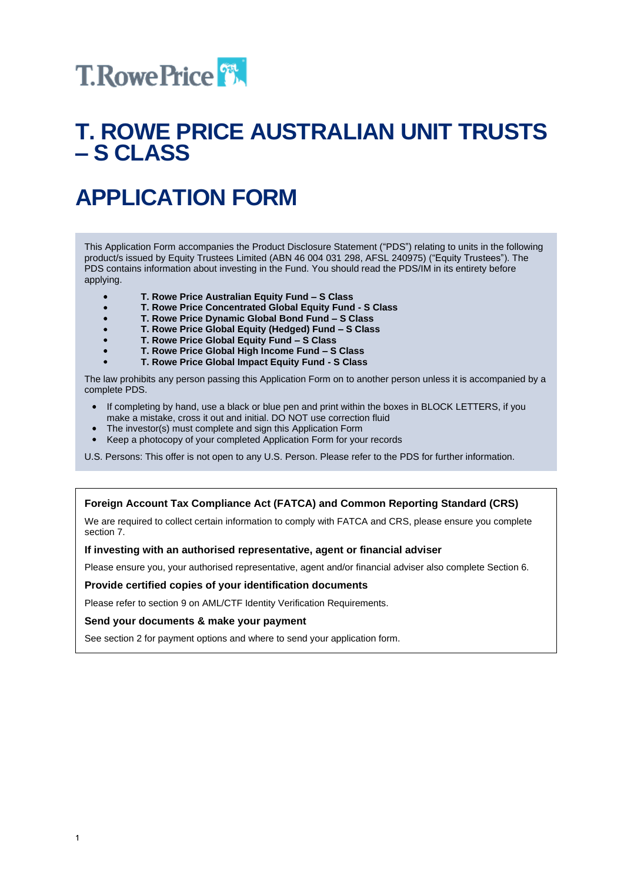T.RowePrice

# T. ROWE PRICE AUSTRALIAN UNIT TRUSTS – S CLASS

# APPLICATION FORM

This Application Form accompanies the Product Disclosure Statement ("PDS") relating to units in the following product/s issued by Equity Trustees Limited (ABN 46 004 031 298, AFSL 240975) ("Equity Trustees"). The PDS contains information about investing in the Fund. You should read the PDS/IM in its entirety before applying.

- **T. Rowe Price Australian Equity Fund – S Class**
- **T. Rowe Price Concentrated Global Equity Fund - S Class**
- **T. Rowe Price Dynamic Global Bond Fund – S Class**
- **T. Rowe Price Global Equity (Hedged) Fund – S Class**
- **T. Rowe Price Global Equity Fund – S Class**
- **T. Rowe Price Global High Income Fund – S Class**
- **T. Rowe Price Global Impact Equity Fund - S Class**

The law prohibits any person passing this Application Form on to another person unless it is accompanied by a complete PDS.

- If completing by hand, use a black or blue pen and print within the boxes in BLOCK LETTERS, if you make a mistake, cross it out and initial. DO NOT use correction fluid
- The investor(s) must complete and sign this Application Form
- Keep a photocopy of your completed Application Form for your records

U.S. Persons: This offer is not open to any U.S. Person. Please refer to the PDS for further information.

**Foreign Account Tax Compliance Act (FATCA) and Common Reporting Standard (CRS)**

We are required to collect certain information to comply with FATCA and CRS, please ensure you complete section 7.

**If investing with an authorised representative, agent or financial adviser**

Please ensure you, your authorised representative, agent and/or financial adviser also complete Section 6.

**Provide certified copies of your identification documents**

Please refer to section 9 on AML/CTF Identity Verification Requirements.

**Send your documents & make your payment**

See section 2 for payment options and where to send your application form.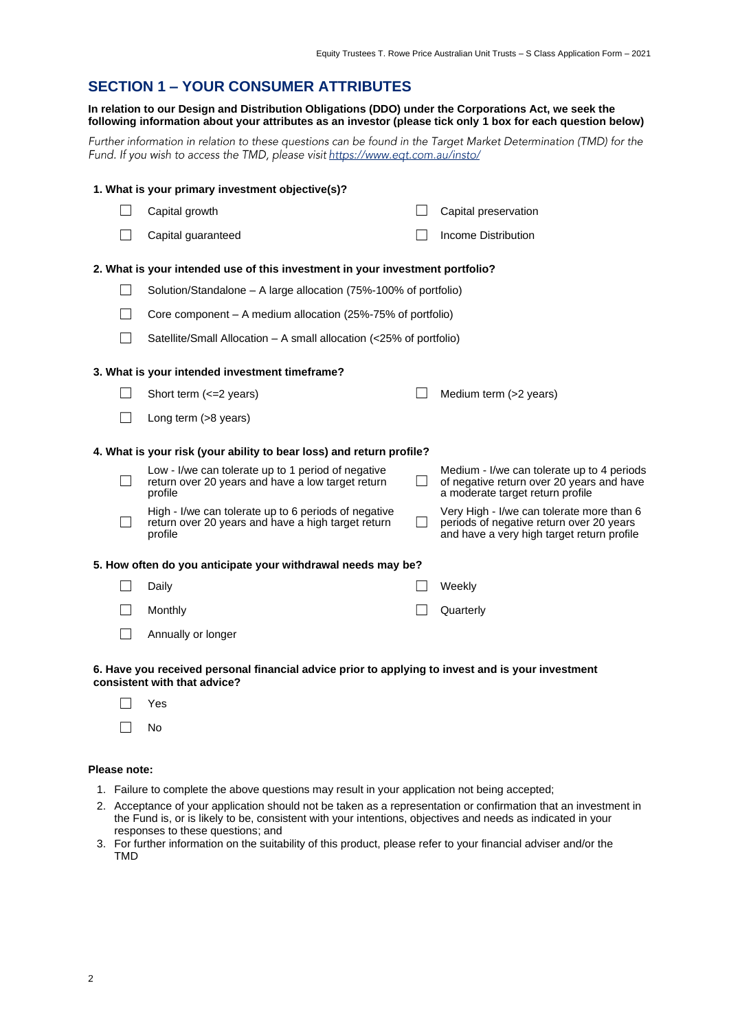## SECTION 1 – YOUR CONSUMER ATTRIBUTES

**In relation to our Design and Distribution Obligations (DDO) under the Corporations Act, we seek the following information about your attributes as an investor (please tick only 1 box for each question below)**

*Further information in relation to these questions can be found in the Target Market Determination (TMD) for the Fund. If you wish to access the TMD, please visit https://www.eqt.com.au/insto/*

**1. What is your primary investment objective(s)?**

- ☐ Capital growth
- ☐ Capital preservation
- ☐ Capital guaranteed
- ☐ Income Distribution

**2. What is your intended use of this investment in your investment portfolio?**

- ☐ Solution/Standalone – A large allocation (75%-100% of portfolio)
- ☐ Core component – A medium allocation (25%-75% of portfolio)
- ☐ Satellite/Small Allocation – A small allocation (<25% of portfolio)

**3. What is your intended investment timeframe?**

- ☐ Short term (<=2 years)
- ☐ Medium term (>2 years)
- ☐ Long term (>8 years)

**4. What is your risk (your ability to bear loss) and return profile?**

- ☐ Low - I/we can tolerate up to 1 period of negative return over 20 years and have a low target return profile
- ☐ Medium - I/we can tolerate up to 4 periods of negative return over 20 years and have a moderate target return profile
- ☐ High - I/we can tolerate up to 6 periods of negative return over 20 years and have a high target return profile
- ☐ Very High - I/we can tolerate more than 6 periods of negative return over 20 years and have a very high target return profile

**5. How often do you anticipate your withdrawal needs may be?**

- ☐ Daily
- ☐ Weekly
- ☐ Monthly
- ☐ Quarterly
- ☐ Annually or longer

**6. Have you received personal financial advice prior to applying to invest and is your investment consistent with that advice?**

- ☐ Yes
- ☐ No

**Please note:**

1. Failure to complete the above questions may result in your application not being accepted;
2. Acceptance of your application should not be taken as a representation or confirmation that an investment in the Fund is, or is likely to be, consistent with your intentions, objectives and needs as indicated in your responses to these questions; and
3. For further information on the suitability of this product, please refer to your financial adviser and/or the TMD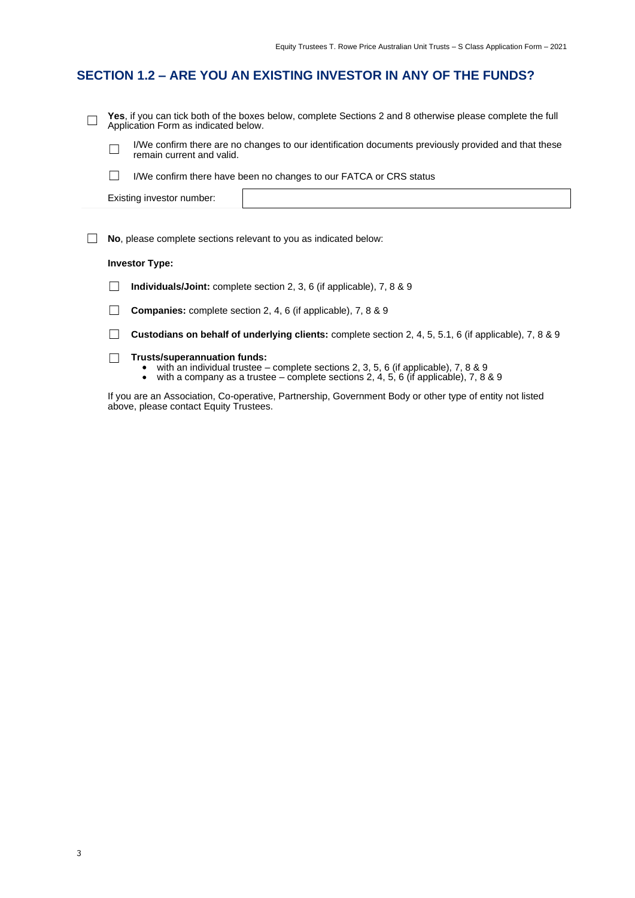## SECTION 1.2 – ARE YOU AN EXISTING INVESTOR IN ANY OF THE FUNDS?

☐ **Yes**, if you can tick both of the boxes below, complete Sections 2 and 8 otherwise please complete the full Application Form as indicated below.

- ☐ I/We confirm there are no changes to our identification documents previously provided and that these remain current and valid.
- ☐ I/We confirm there have been no changes to our FATCA or CRS status

| Existing investor number: | |
|---|---|

☐ **No**, please complete sections relevant to you as indicated below:

**Investor Type:**

- ☐ **Individuals/Joint:** complete section 2, 3, 6 (if applicable), 7, 8 & 9
- ☐ **Companies:** complete section 2, 4, 6 (if applicable), 7, 8 & 9
- ☐ **Custodians on behalf of underlying clients:** complete section 2, 4, 5, 5.1, 6 (if applicable), 7, 8 & 9
- ☐ **Trusts/superannuation funds:**
  - with an individual trustee – complete sections 2, 3, 5, 6 (if applicable), 7, 8 & 9
  - with a company as a trustee – complete sections 2, 4, 5, 6 (if applicable), 7, 8 & 9

If you are an Association, Co-operative, Partnership, Government Body or other type of entity not listed above, please contact Equity Trustees.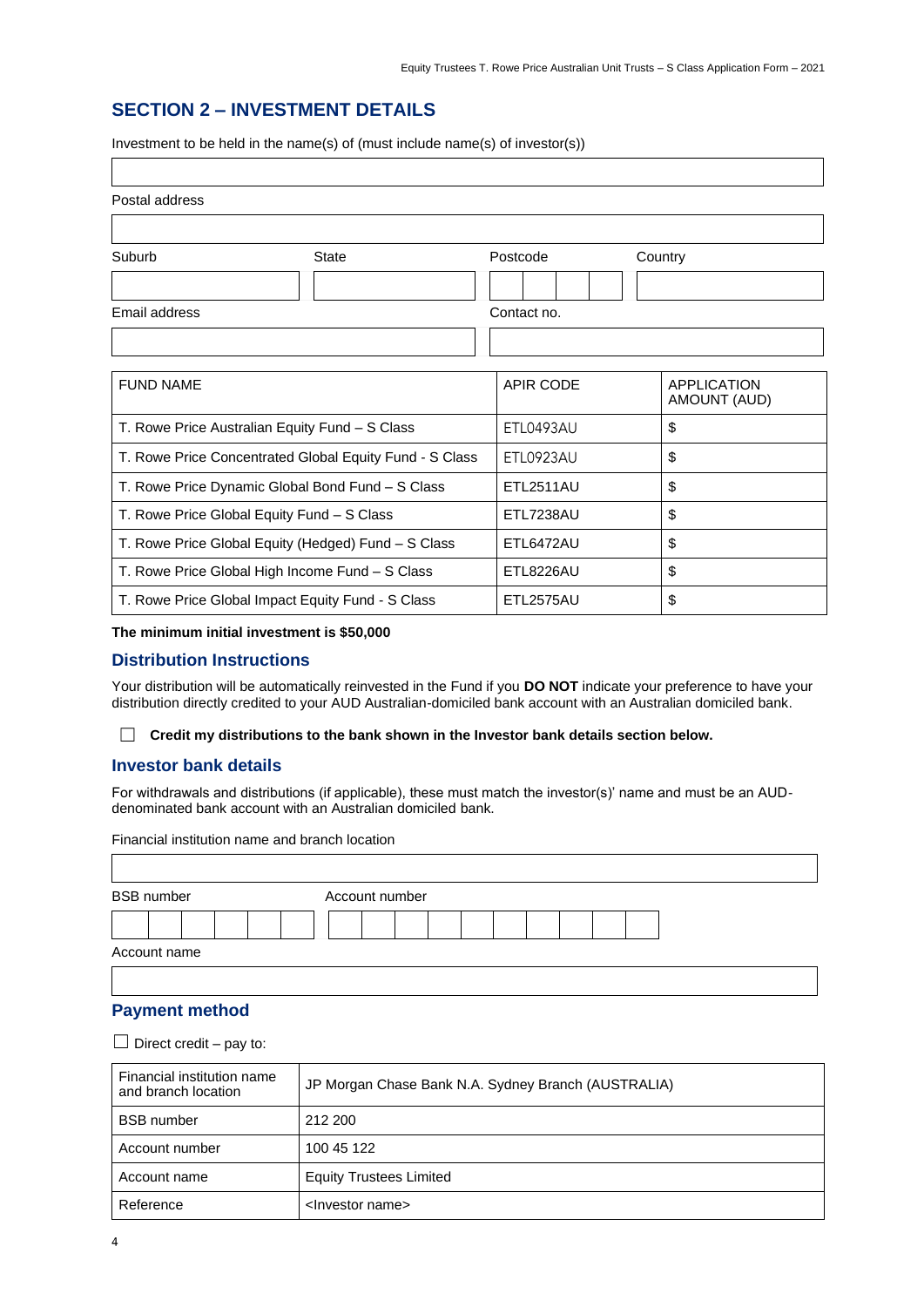## SECTION 2 – INVESTMENT DETAILS

Investment to be held in the name(s) of (must include name(s) of investor(s))

Postal address

| Suburb | State | Postcode | Country |
|---|---|---|---|
| | | | |

| Email address | Contact no. |
|---|---|
| | |

| FUND NAME | APIR CODE | APPLICATION AMOUNT (AUD) |
|---|---|---|
| T. Rowe Price Australian Equity Fund – S Class | ETL0493AU | $ |
| T. Rowe Price Concentrated Global Equity Fund - S Class | ETL0923AU | $ |
| T. Rowe Price Dynamic Global Bond Fund – S Class | ETL2511AU | $ |
| T. Rowe Price Global Equity Fund – S Class | ETL7238AU | $ |
| T. Rowe Price Global Equity (Hedged) Fund – S Class | ETL6472AU | $ |
| T. Rowe Price Global High Income Fund – S Class | ETL8226AU | $ |
| T. Rowe Price Global Impact Equity Fund - S Class | ETL2575AU | $ |

**The minimum initial investment is $50,000**

### Distribution Instructions

Your distribution will be automatically reinvested in the Fund if you **DO NOT** indicate your preference to have your distribution directly credited to your AUD Australian-domiciled bank account with an Australian domiciled bank.

☐ **Credit my distributions to the bank shown in the Investor bank details section below.**

### Investor bank details

For withdrawals and distributions (if applicable), these must match the investor(s)' name and must be an AUD-denominated bank account with an Australian domiciled bank.

Financial institution name and branch location

| BSB number | Account number |
|---|---|
| | |

Account name

### Payment method

☐ Direct credit – pay to:

| | |
|---|---|
| Financial institution name and branch location | JP Morgan Chase Bank N.A. Sydney Branch (AUSTRALIA) |
| BSB number | 212 200 |
| Account number | 100 45 122 |
| Account name | Equity Trustees Limited |
| Reference | <Investor name> |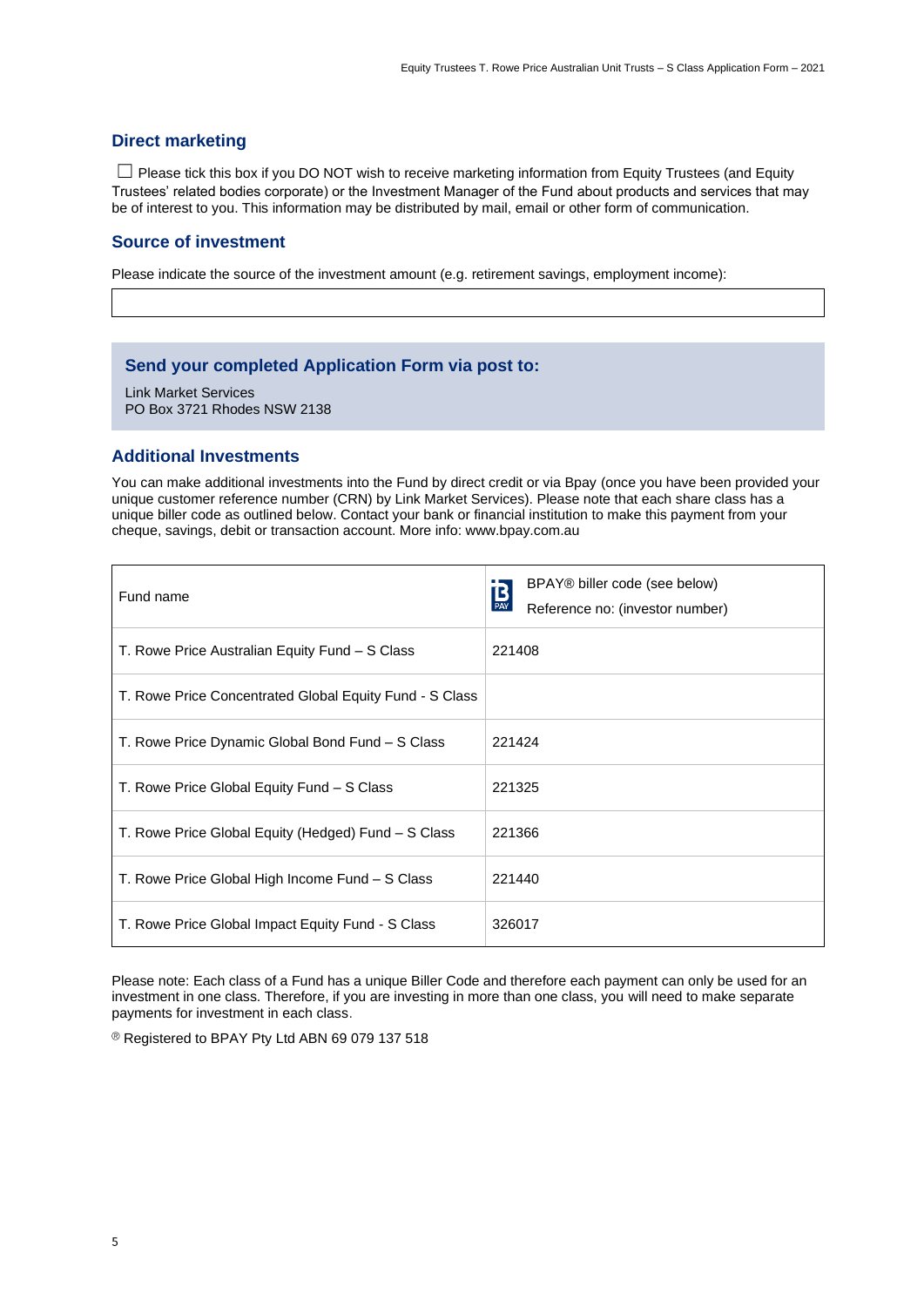## Direct marketing

☐ Please tick this box if you DO NOT wish to receive marketing information from Equity Trustees (and Equity Trustees' related bodies corporate) or the Investment Manager of the Fund about products and services that may be of interest to you. This information may be distributed by mail, email or other form of communication.

## Source of investment

Please indicate the source of the investment amount (e.g. retirement savings, employment income):

|  |
|---|
|  |

## Send your completed Application Form via post to:

Link Market Services
PO Box 3721 Rhodes NSW 2138

## Additional Investments

You can make additional investments into the Fund by direct credit or via Bpay (once you have been provided your unique customer reference number (CRN) by Link Market Services). Please note that each share class has a unique biller code as outlined below. Contact your bank or financial institution to make this payment from your cheque, savings, debit or transaction account. More info: www.bpay.com.au

| Fund name | BPAY® biller code (see below)<br>Reference no: (investor number) |
|---|---|
| T. Rowe Price Australian Equity Fund – S Class | 221408 |
| T. Rowe Price Concentrated Global Equity Fund - S Class | |
| T. Rowe Price Dynamic Global Bond Fund – S Class | 221424 |
| T. Rowe Price Global Equity Fund – S Class | 221325 |
| T. Rowe Price Global Equity (Hedged) Fund – S Class | 221366 |
| T. Rowe Price Global High Income Fund – S Class | 221440 |
| T. Rowe Price Global Impact Equity Fund - S Class | 326017 |

Please note: Each class of a Fund has a unique Biller Code and therefore each payment can only be used for an investment in one class. Therefore, if you are investing in more than one class, you will need to make separate payments for investment in each class.

® Registered to BPAY Pty Ltd ABN 69 079 137 518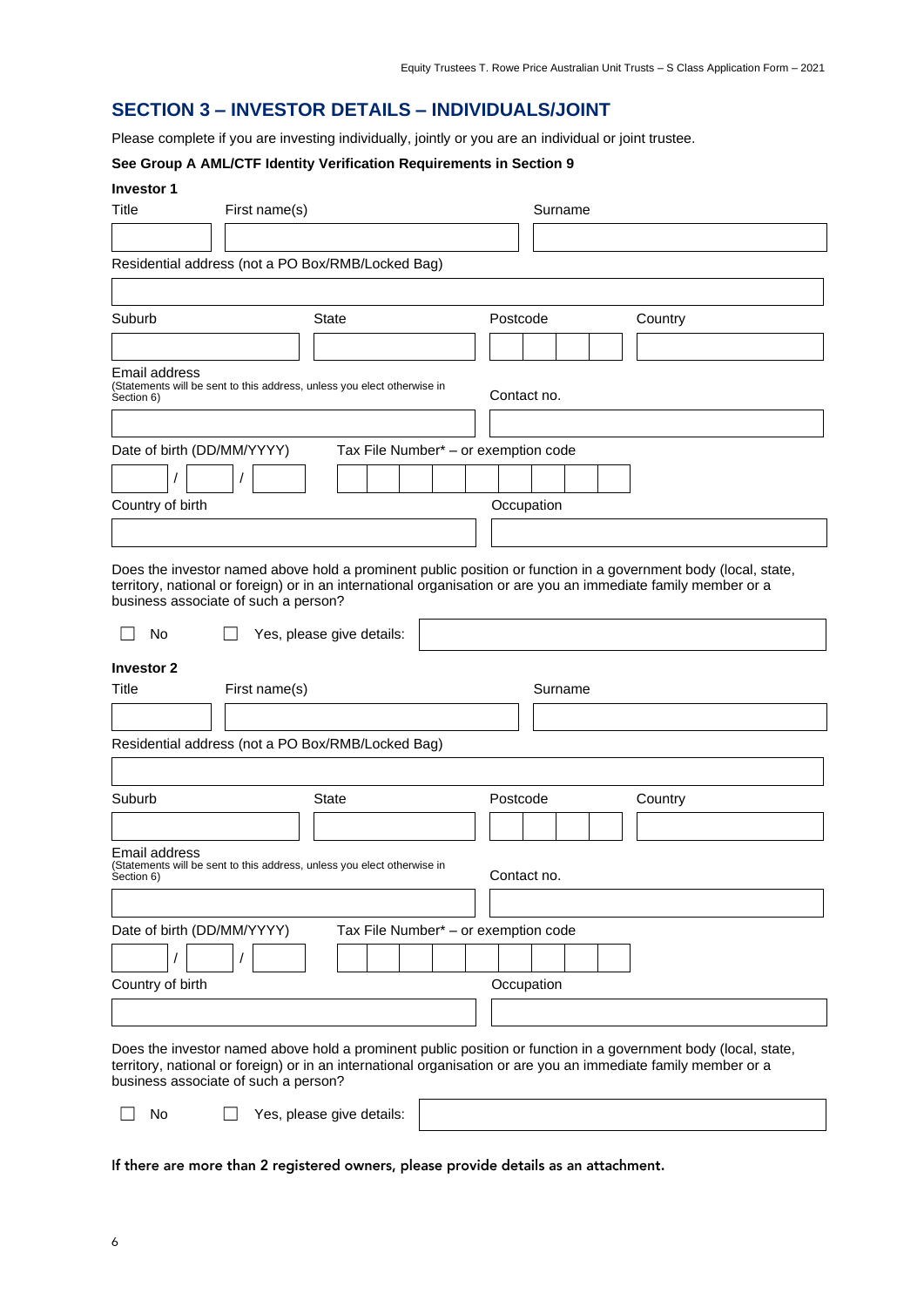## SECTION 3 – INVESTOR DETAILS – INDIVIDUALS/JOINT

Please complete if you are investing individually, jointly or you are an individual or joint trustee.

**See Group A AML/CTF Identity Verification Requirements in Section 9**

**Investor 1**

Title First name(s) Surname

Residential address (not a PO Box/RMB/Locked Bag)

Suburb State Postcode Country

Email address
(Statements will be sent to this address, unless you elect otherwise in Section 6)

Contact no.

Date of birth (DD/MM/YYYY) Tax File Number* – or exemption code

/ /

Country of birth Occupation

Does the investor named above hold a prominent public position or function in a government body (local, state, territory, national or foreign) or in an international organisation or are you an immediate family member or a business associate of such a person?

☐ No ☐ Yes, please give details:

**Investor 2**

Title First name(s) Surname

Residential address (not a PO Box/RMB/Locked Bag)

Suburb State Postcode Country

Email address
(Statements will be sent to this address, unless you elect otherwise in Section 6)

Contact no.

Date of birth (DD/MM/YYYY) Tax File Number* – or exemption code

/ /

Country of birth Occupation

Does the investor named above hold a prominent public position or function in a government body (local, state, territory, national or foreign) or in an international organisation or are you an immediate family member or a business associate of such a person?

☐ No ☐ Yes, please give details:

**If there are more than 2 registered owners, please provide details as an attachment.**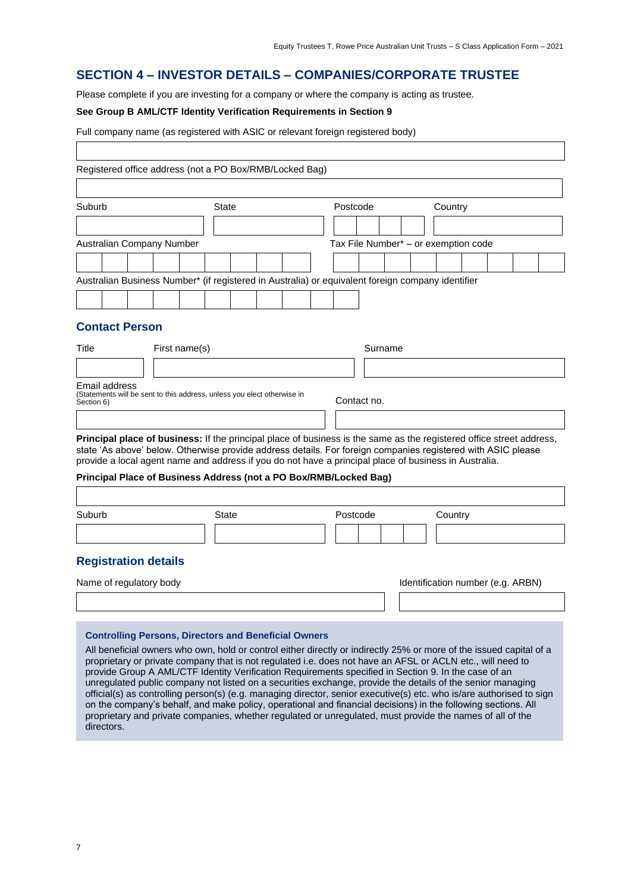## SECTION 4 – INVESTOR DETAILS – COMPANIES/CORPORATE TRUSTEE

Please complete if you are investing for a company or where the company is acting as trustee.

**See Group B AML/CTF Identity Verification Requirements in Section 9**

Full company name (as registered with ASIC or relevant foreign registered body)

Registered office address (not a PO Box/RMB/Locked Bag)

| Suburb | State | Postcode | Country |
|---|---|---|---|
| | | | |

| Australian Company Number | Tax File Number* – or exemption code |
|---|---|
| | |

Australian Business Number* (if registered in Australia) or equivalent foreign company identifier

### Contact Person

| Title | First name(s) | Surname |
|---|---|---|
| | | |

| Email address (Statements will be sent to this address, unless you elect otherwise in Section 6) | Contact no. |
|---|---|
| | |

**Principal place of business:** If the principal place of business is the same as the registered office street address, state 'As above' below. Otherwise provide address details. For foreign companies registered with ASIC please provide a local agent name and address if you do not have a principal place of business in Australia.

**Principal Place of Business Address (not a PO Box/RMB/Locked Bag)**

| Suburb | State | Postcode | Country |
|---|---|---|---|
| | | | |

### Registration details

| Name of regulatory body | Identification number (e.g. ARBN) |
|---|---|
| | |

#### Controlling Persons, Directors and Beneficial Owners

All beneficial owners who own, hold or control either directly or indirectly 25% or more of the issued capital of a proprietary or private company that is not regulated i.e. does not have an AFSL or ACLN etc., will need to provide Group A AML/CTF Identity Verification Requirements specified in Section 9. In the case of an unregulated public company not listed on a securities exchange, provide the details of the senior managing official(s) as controlling person(s) (e.g. managing director, senior executive(s) etc. who is/are authorised to sign on the company's behalf, and make policy, operational and financial decisions) in the following sections. All proprietary and private companies, whether regulated or unregulated, must provide the names of all of the directors.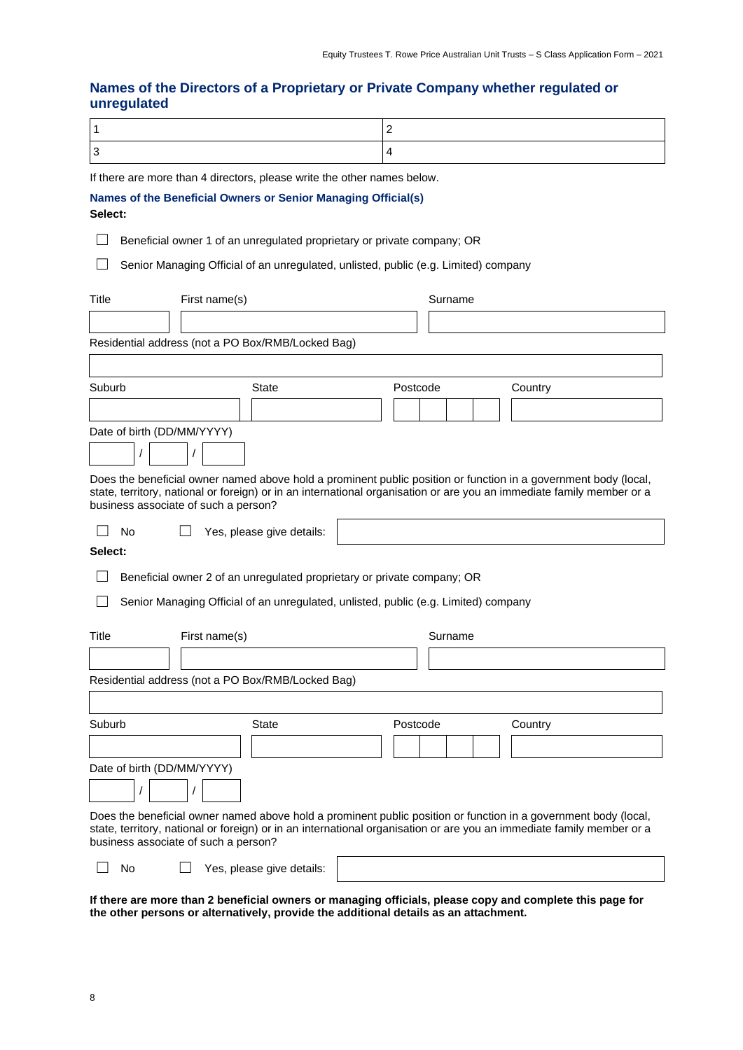## Names of the Directors of a Proprietary or Private Company whether regulated or unregulated

| 1 | 2 |
|---|---|
| 3 | 4 |

If there are more than 4 directors, please write the other names below.

### Names of the Beneficial Owners or Senior Managing Official(s)

**Select:**

☐ Beneficial owner 1 of an unregulated proprietary or private company; OR

☐ Senior Managing Official of an unregulated, unlisted, public (e.g. Limited) company

| Title | First name(s) | Surname |
|---|---|---|
| | | |

Residential address (not a PO Box/RMB/Locked Bag)

| Suburb | State | Postcode | Country |
|---|---|---|---|
| | | | |

Date of birth (DD/MM/YYYY)

/ /

Does the beneficial owner named above hold a prominent public position or function in a government body (local, state, territory, national or foreign) or in an international organisation or are you an immediate family member or a business associate of such a person?

☐ No ☐ Yes, please give details:

**Select:**

☐ Beneficial owner 2 of an unregulated proprietary or private company; OR

☐ Senior Managing Official of an unregulated, unlisted, public (e.g. Limited) company

| Title | First name(s) | Surname |
|---|---|---|
| | | |

Residential address (not a PO Box/RMB/Locked Bag)

| Suburb | State | Postcode | Country |
|---|---|---|---|
| | | | |

Date of birth (DD/MM/YYYY)

/ /

Does the beneficial owner named above hold a prominent public position or function in a government body (local, state, territory, national or foreign) or in an international organisation or are you an immediate family member or a business associate of such a person?

☐ No ☐ Yes, please give details:

**If there are more than 2 beneficial owners or managing officials, please copy and complete this page for the other persons or alternatively, provide the additional details as an attachment.**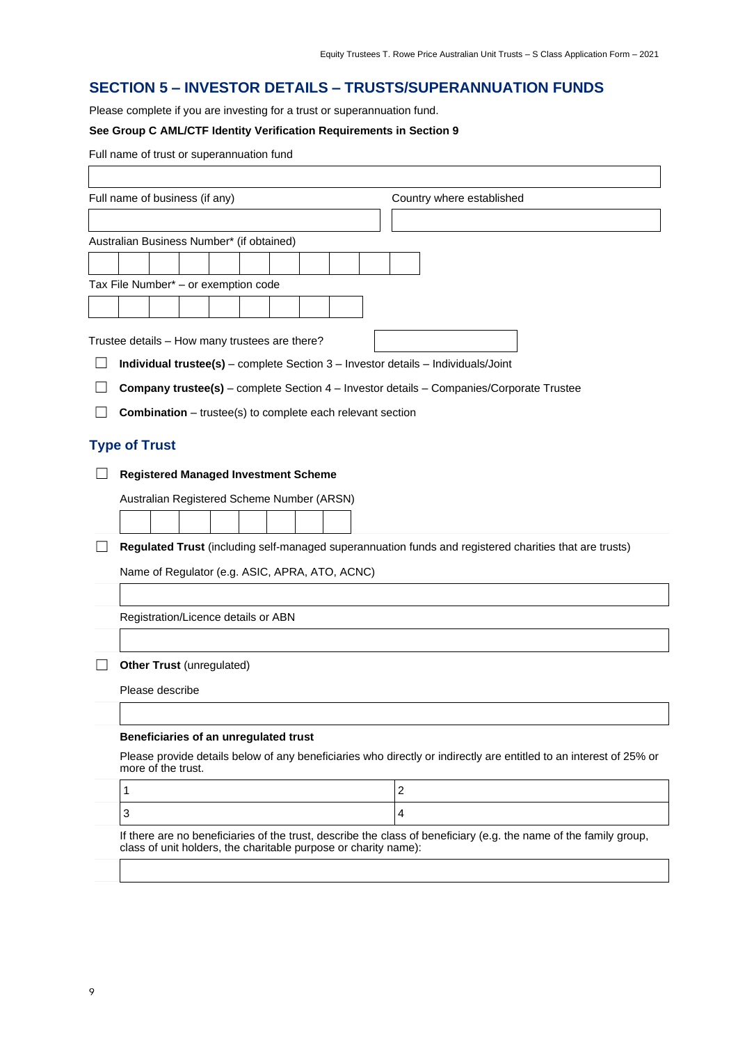## SECTION 5 – INVESTOR DETAILS – TRUSTS/SUPERANNUATION FUNDS

Please complete if you are investing for a trust or superannuation fund.

**See Group C AML/CTF Identity Verification Requirements in Section 9**

Full name of trust or superannuation fund

Full name of business (if any)

Country where established

Australian Business Number* (if obtained)

Tax File Number* – or exemption code

Trustee details – How many trustees are there?

☐ **Individual trustee(s)** – complete Section 3 – Investor details – Individuals/Joint

☐ **Company trustee(s)** – complete Section 4 – Investor details – Companies/Corporate Trustee

☐ **Combination** – trustee(s) to complete each relevant section

### Type of Trust

☐ **Registered Managed Investment Scheme**

Australian Registered Scheme Number (ARSN)

☐ **Regulated Trust** (including self-managed superannuation funds and registered charities that are trusts)

Name of Regulator (e.g. ASIC, APRA, ATO, ACNC)

Registration/Licence details or ABN

☐ **Other Trust** (unregulated)

Please describe

**Beneficiaries of an unregulated trust**

Please provide details below of any beneficiaries who directly or indirectly are entitled to an interest of 25% or more of the trust.

| 1 | 2 |
|---|---|
| 3 | 4 |

If there are no beneficiaries of the trust, describe the class of beneficiary (e.g. the name of the family group, class of unit holders, the charitable purpose or charity name):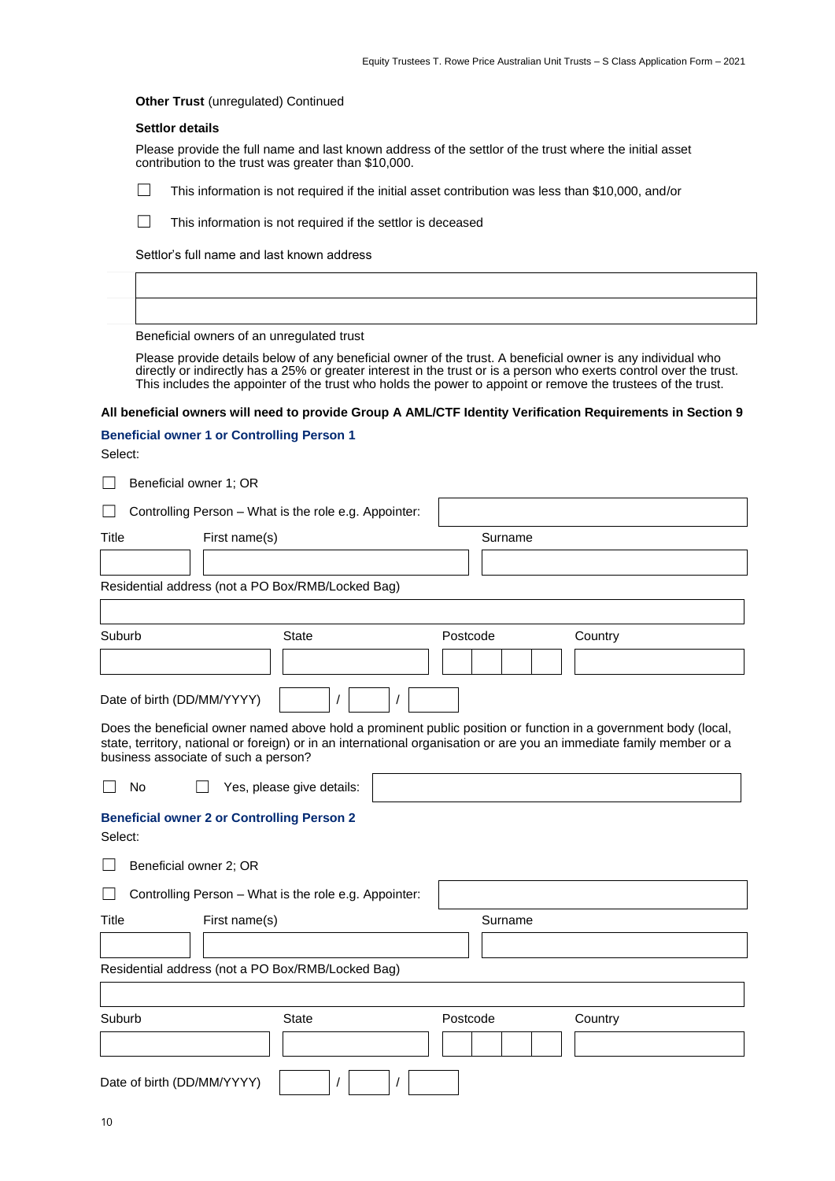**Other Trust** (unregulated) Continued

**Settlor details**

Please provide the full name and last known address of the settlor of the trust where the initial asset contribution to the trust was greater than $10,000.

☐ This information is not required if the initial asset contribution was less than $10,000, and/or

☐ This information is not required if the settlor is deceased

Settlor's full name and last known address

| |
|---|
| |
| |

Beneficial owners of an unregulated trust

Please provide details below of any beneficial owner of the trust. A beneficial owner is any individual who directly or indirectly has a 25% or greater interest in the trust or is a person who exerts control over the trust. This includes the appointer of the trust who holds the power to appoint or remove the trustees of the trust.

**All beneficial owners will need to provide Group A AML/CTF Identity Verification Requirements in Section 9**

### Beneficial owner 1 or Controlling Person 1

Select:

☐ Beneficial owner 1; OR

☐ Controlling Person – What is the role e.g. Appointer: ____________________

| Title | First name(s) | Surname |
|---|---|---|
| | | |

Residential address (not a PO Box/RMB/Locked Bag)

____________________

| Suburb | State | Postcode | Country |
|---|---|---|---|
| | | | |

Date of birth (DD/MM/YYYY) ____ / ____ / ____

Does the beneficial owner named above hold a prominent public position or function in a government body (local, state, territory, national or foreign) or in an international organisation or are you an immediate family member or a business associate of such a person?

☐ No ☐ Yes, please give details: ____________________

### Beneficial owner 2 or Controlling Person 2

Select:

☐ Beneficial owner 2; OR

☐ Controlling Person – What is the role e.g. Appointer: ____________________

| Title | First name(s) | Surname |
|---|---|---|
| | | |

Residential address (not a PO Box/RMB/Locked Bag)

____________________

| Suburb | State | Postcode | Country |
|---|---|---|---|
| | | | |

Date of birth (DD/MM/YYYY) ____ / ____ / ____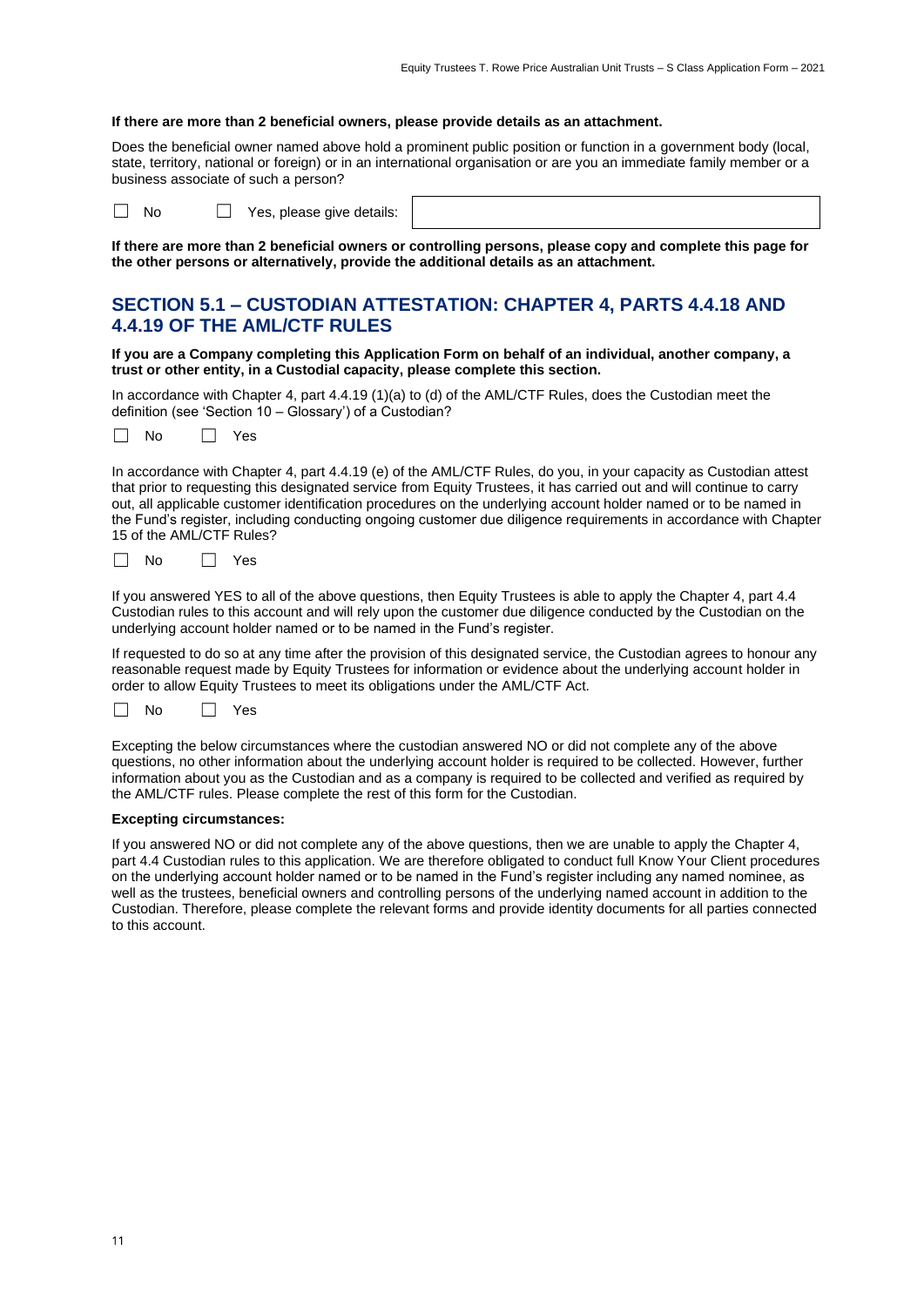**If there are more than 2 beneficial owners, please provide details as an attachment.**

Does the beneficial owner named above hold a prominent public position or function in a government body (local, state, territory, national or foreign) or in an international organisation or are you an immediate family member or a business associate of such a person?

☐ No ☐ Yes, please give details:

**If there are more than 2 beneficial owners or controlling persons, please copy and complete this page for the other persons or alternatively, provide the additional details as an attachment.**

## SECTION 5.1 – CUSTODIAN ATTESTATION: CHAPTER 4, PARTS 4.4.18 AND 4.4.19 OF THE AML/CTF RULES

**If you are a Company completing this Application Form on behalf of an individual, another company, a trust or other entity, in a Custodial capacity, please complete this section.**

In accordance with Chapter 4, part 4.4.19 (1)(a) to (d) of the AML/CTF Rules, does the Custodian meet the definition (see 'Section 10 – Glossary') of a Custodian?

☐ No ☐ Yes

In accordance with Chapter 4, part 4.4.19 (e) of the AML/CTF Rules, do you, in your capacity as Custodian attest that prior to requesting this designated service from Equity Trustees, it has carried out and will continue to carry out, all applicable customer identification procedures on the underlying account holder named or to be named in the Fund's register, including conducting ongoing customer due diligence requirements in accordance with Chapter 15 of the AML/CTF Rules?

☐ No ☐ Yes

If you answered YES to all of the above questions, then Equity Trustees is able to apply the Chapter 4, part 4.4 Custodian rules to this account and will rely upon the customer due diligence conducted by the Custodian on the underlying account holder named or to be named in the Fund's register.

If requested to do so at any time after the provision of this designated service, the Custodian agrees to honour any reasonable request made by Equity Trustees for information or evidence about the underlying account holder in order to allow Equity Trustees to meet its obligations under the AML/CTF Act.

☐ No ☐ Yes

Excepting the below circumstances where the custodian answered NO or did not complete any of the above questions, no other information about the underlying account holder is required to be collected. However, further information about you as the Custodian and as a company is required to be collected and verified as required by the AML/CTF rules. Please complete the rest of this form for the Custodian.

**Excepting circumstances:**

If you answered NO or did not complete any of the above questions, then we are unable to apply the Chapter 4, part 4.4 Custodian rules to this application. We are therefore obligated to conduct full Know Your Client procedures on the underlying account holder named or to be named in the Fund's register including any named nominee, as well as the trustees, beneficial owners and controlling persons of the underlying named account in addition to the Custodian. Therefore, please complete the relevant forms and provide identity documents for all parties connected to this account.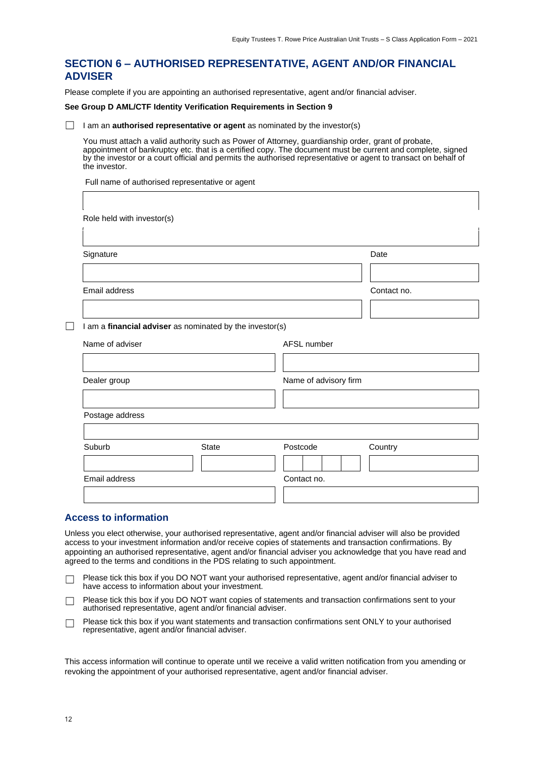## SECTION 6 – AUTHORISED REPRESENTATIVE, AGENT AND/OR FINANCIAL ADVISER

Please complete if you are appointing an authorised representative, agent and/or financial adviser.

**See Group D AML/CTF Identity Verification Requirements in Section 9**

☐ I am an **authorised representative or agent** as nominated by the investor(s)

You must attach a valid authority such as Power of Attorney, guardianship order, grant of probate, appointment of bankruptcy etc. that is a certified copy. The document must be current and complete, signed by the investor or a court official and permits the authorised representative or agent to transact on behalf of the investor.

Full name of authorised representative or agent

Role held with investor(s)

| Signature | Date |
|---|---|
| | |

| Email address | Contact no. |
|---|---|
| | |

☐ I am a **financial adviser** as nominated by the investor(s)

| Name of adviser | AFSL number |
|---|---|
| | |

| Dealer group | Name of advisory firm |
|---|---|
| | |

Postage address

| Suburb | State | Postcode | Country |
|---|---|---|---|
| | | | |

| Email address | Contact no. |
|---|---|
| | |

### Access to information

Unless you elect otherwise, your authorised representative, agent and/or financial adviser will also be provided access to your investment information and/or receive copies of statements and transaction confirmations. By appointing an authorised representative, agent and/or financial adviser you acknowledge that you have read and agreed to the terms and conditions in the PDS relating to such appointment.

☐ Please tick this box if you DO NOT want your authorised representative, agent and/or financial adviser to have access to information about your investment.

☐ Please tick this box if you DO NOT want copies of statements and transaction confirmations sent to your authorised representative, agent and/or financial adviser.

☐ Please tick this box if you want statements and transaction confirmations sent ONLY to your authorised representative, agent and/or financial adviser.

This access information will continue to operate until we receive a valid written notification from you amending or revoking the appointment of your authorised representative, agent and/or financial adviser.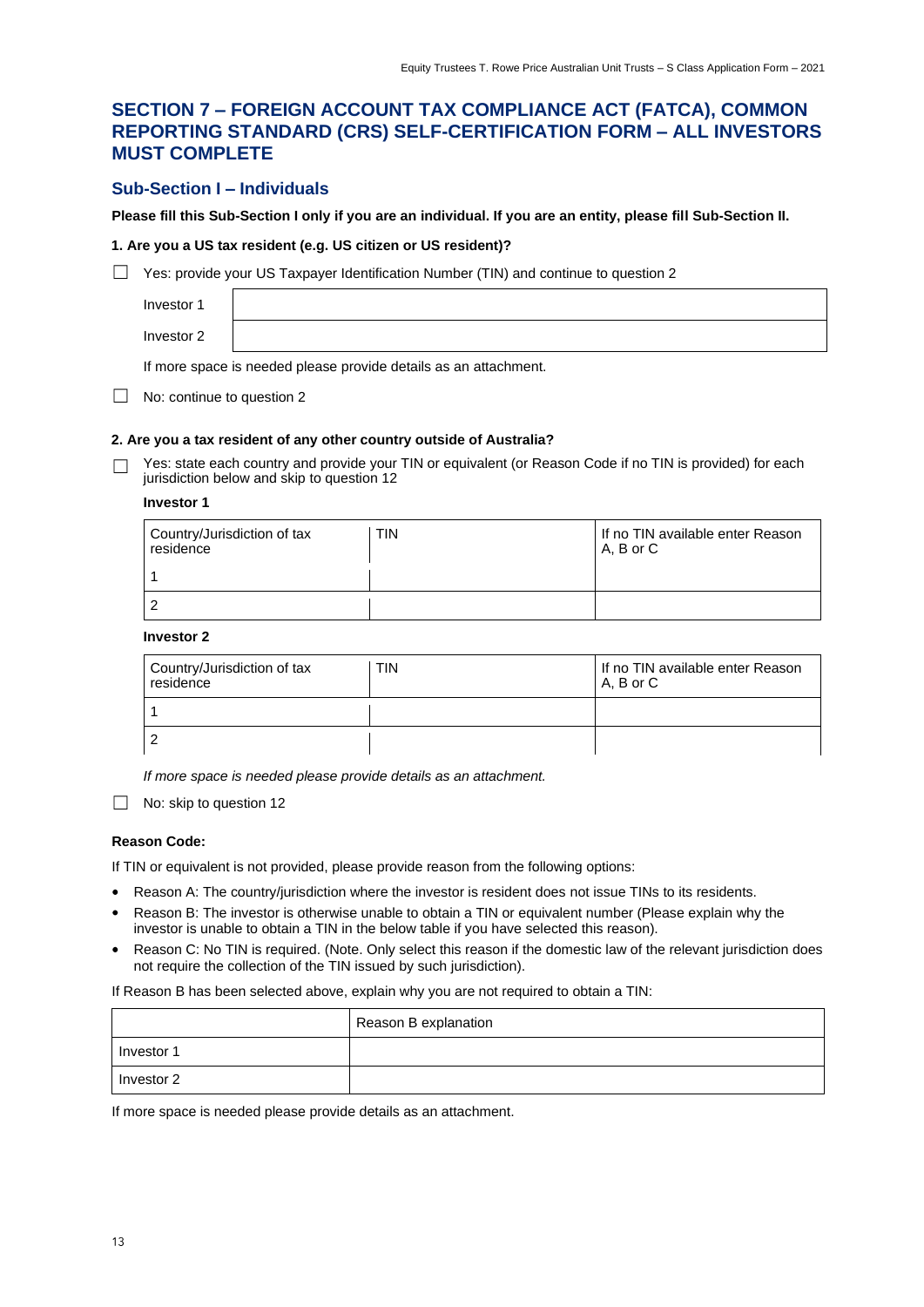## SECTION 7 – FOREIGN ACCOUNT TAX COMPLIANCE ACT (FATCA), COMMON REPORTING STANDARD (CRS) SELF-CERTIFICATION FORM – ALL INVESTORS MUST COMPLETE

### Sub-Section I – Individuals

**Please fill this Sub-Section I only if you are an individual. If you are an entity, please fill Sub-Section II.**

**1. Are you a US tax resident (e.g. US citizen or US resident)?**

☐ Yes: provide your US Taxpayer Identification Number (TIN) and continue to question 2

| | |
|---|---|
| Investor 1 | |
| Investor 2 | |

If more space is needed please provide details as an attachment.

☐ No: continue to question 2

**2. Are you a tax resident of any other country outside of Australia?**

☐ Yes: state each country and provide your TIN or equivalent (or Reason Code if no TIN is provided) for each jurisdiction below and skip to question 12

**Investor 1**

| Country/Jurisdiction of tax residence | TIN | If no TIN available enter Reason A, B or C |
|---|---|---|
| 1 | | |
| 2 | | |

**Investor 2**

| Country/Jurisdiction of tax residence | TIN | If no TIN available enter Reason A, B or C |
|---|---|---|
| 1 | | |
| 2 | | |

*If more space is needed please provide details as an attachment.*

☐ No: skip to question 12

**Reason Code:**

If TIN or equivalent is not provided, please provide reason from the following options:

- Reason A: The country/jurisdiction where the investor is resident does not issue TINs to its residents.
- Reason B: The investor is otherwise unable to obtain a TIN or equivalent number (Please explain why the investor is unable to obtain a TIN in the below table if you have selected this reason).
- Reason C: No TIN is required. (Note. Only select this reason if the domestic law of the relevant jurisdiction does not require the collection of the TIN issued by such jurisdiction).

If Reason B has been selected above, explain why you are not required to obtain a TIN:

| | Reason B explanation |
|---|---|
| Investor 1 | |
| Investor 2 | |

If more space is needed please provide details as an attachment.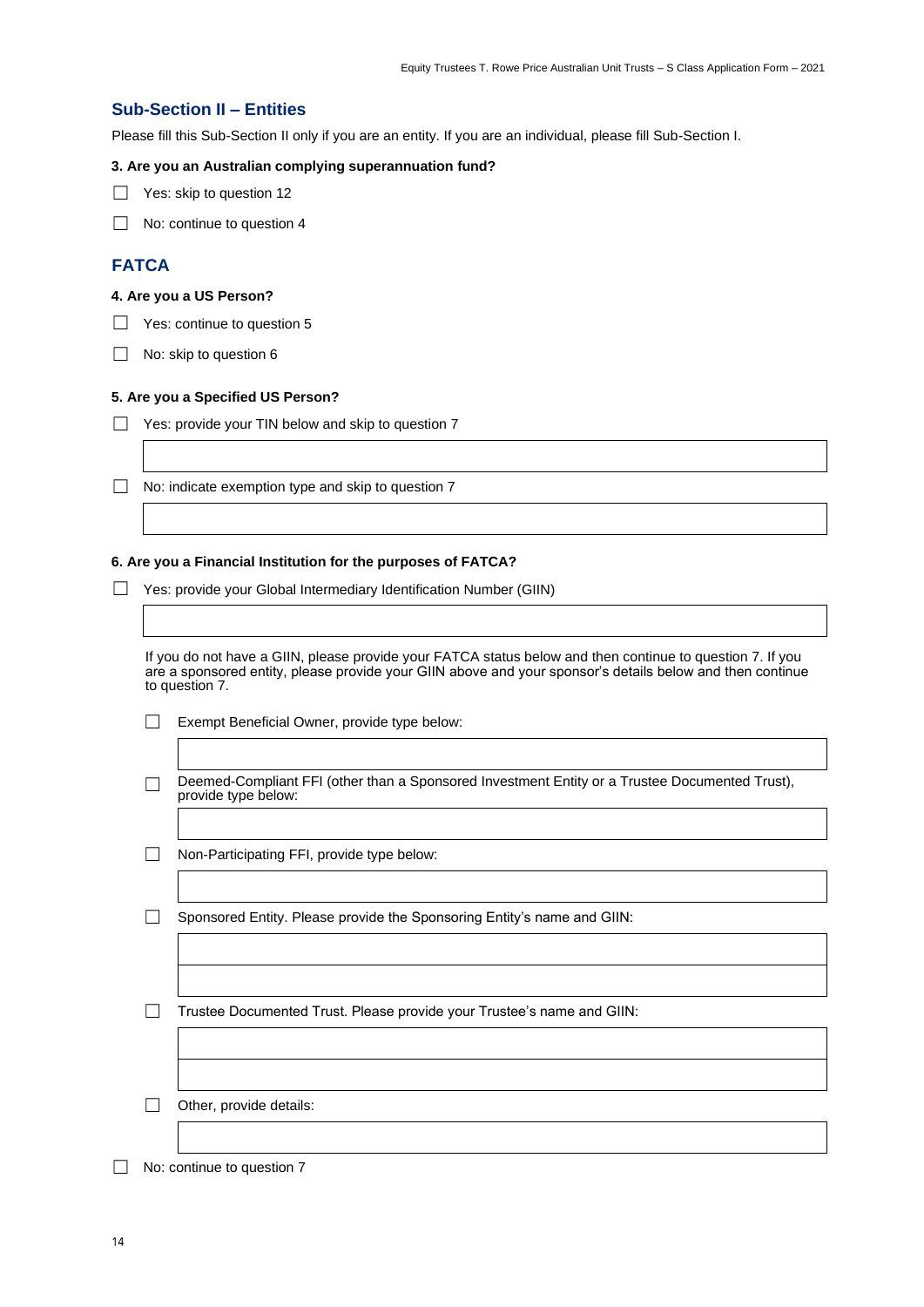## Sub-Section II – Entities

Please fill this Sub-Section II only if you are an entity. If you are an individual, please fill Sub-Section I.

**3. Are you an Australian complying superannuation fund?**

- ☐ Yes: skip to question 12
- ☐ No: continue to question 4

## FATCA

**4. Are you a US Person?**

- ☐ Yes: continue to question 5
- ☐ No: skip to question 6

**5. Are you a Specified US Person?**

- ☐ Yes: provide your TIN below and skip to question 7

  ______________________________

- ☐ No: indicate exemption type and skip to question 7

  ______________________________

**6. Are you a Financial Institution for the purposes of FATCA?**

- ☐ Yes: provide your Global Intermediary Identification Number (GIIN)

  ______________________________

  If you do not have a GIIN, please provide your FATCA status below and then continue to question 7. If you are a sponsored entity, please provide your GIIN above and your sponsor's details below and then continue to question 7.

  - ☐ Exempt Beneficial Owner, provide type below:

    ______________________________

  - ☐ Deemed-Compliant FFI (other than a Sponsored Investment Entity or a Trustee Documented Trust), provide type below:

    ______________________________

  - ☐ Non-Participating FFI, provide type below:

    ______________________________

  - ☐ Sponsored Entity. Please provide the Sponsoring Entity's name and GIIN:

    ______________________________

    ______________________________

  - ☐ Trustee Documented Trust. Please provide your Trustee's name and GIIN:

    ______________________________

    ______________________________

  - ☐ Other, provide details:

    ______________________________

- ☐ No: continue to question 7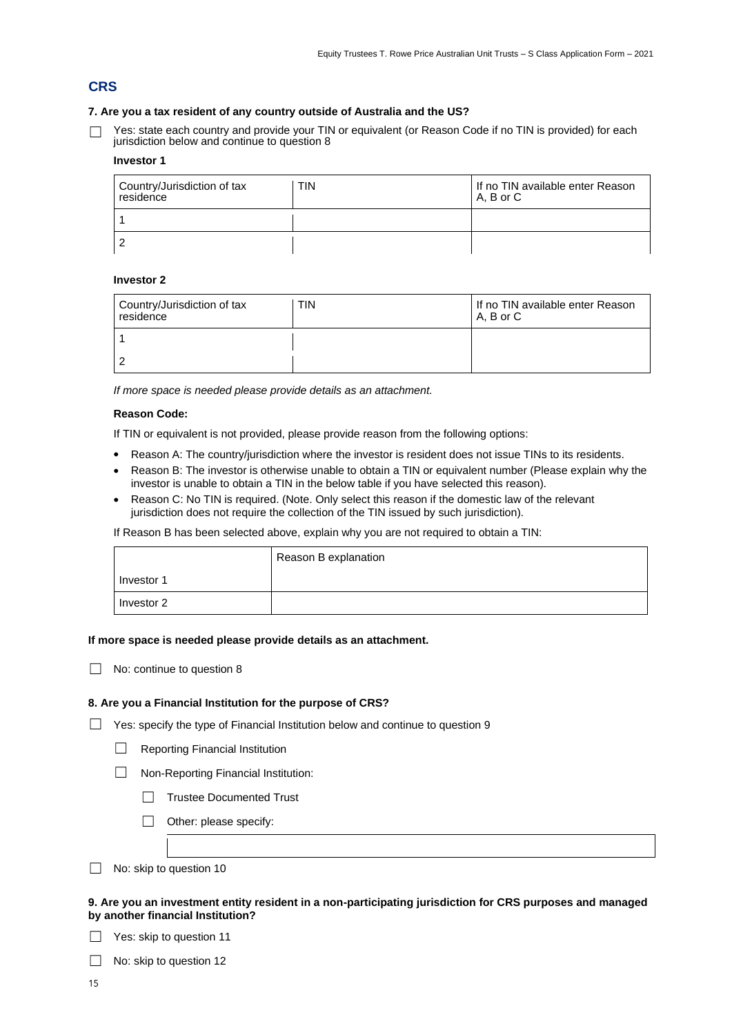## CRS

**7. Are you a tax resident of any country outside of Australia and the US?**

☐ Yes: state each country and provide your TIN or equivalent (or Reason Code if no TIN is provided) for each jurisdiction below and continue to question 8

**Investor 1**

| Country/Jurisdiction of tax residence | TIN | If no TIN available enter Reason A, B or C |
|---|---|---|
| 1 | | |
| 2 | | |

**Investor 2**

| Country/Jurisdiction of tax residence | TIN | If no TIN available enter Reason A, B or C |
|---|---|---|
| 1 | | |
| 2 | | |

*If more space is needed please provide details as an attachment.*

**Reason Code:**

If TIN or equivalent is not provided, please provide reason from the following options:

- Reason A: The country/jurisdiction where the investor is resident does not issue TINs to its residents.
- Reason B: The investor is otherwise unable to obtain a TIN or equivalent number (Please explain why the investor is unable to obtain a TIN in the below table if you have selected this reason).
- Reason C: No TIN is required. (Note. Only select this reason if the domestic law of the relevant jurisdiction does not require the collection of the TIN issued by such jurisdiction).

If Reason B has been selected above, explain why you are not required to obtain a TIN:

| | Reason B explanation |
|---|---|
| Investor 1 | |
| Investor 2 | |

**If more space is needed please provide details as an attachment.**

☐ No: continue to question 8

**8. Are you a Financial Institution for the purpose of CRS?**

☐ Yes: specify the type of Financial Institution below and continue to question 9

- ☐ Reporting Financial Institution
- ☐ Non-Reporting Financial Institution:
  - ☐ Trustee Documented Trust
  - ☐ Other: please specify:

☐ No: skip to question 10

**9. Are you an investment entity resident in a non-participating jurisdiction for CRS purposes and managed by another financial Institution?**

☐ Yes: skip to question 11

☐ No: skip to question 12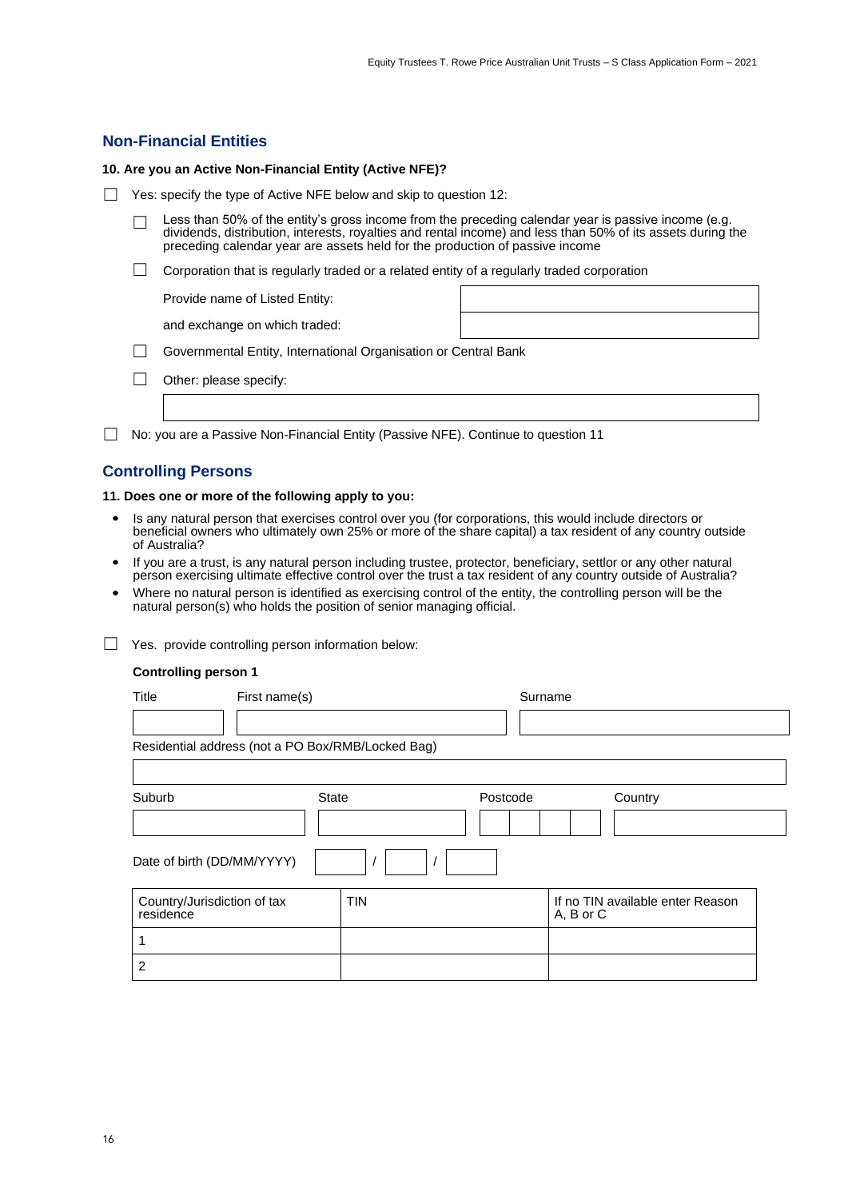## Non-Financial Entities

**10. Are you an Active Non-Financial Entity (Active NFE)?**

☐ Yes: specify the type of Active NFE below and skip to question 12:

- ☐ Less than 50% of the entity's gross income from the preceding calendar year is passive income (e.g. dividends, distribution, interests, royalties and rental income) and less than 50% of its assets during the preceding calendar year are assets held for the production of passive income
- ☐ Corporation that is regularly traded or a related entity of a regularly traded corporation

  Provide name of Listed Entity: \_\_\_\_\_\_\_\_\_\_\_\_\_\_\_\_\_\_\_\_

  and exchange on which traded: \_\_\_\_\_\_\_\_\_\_\_\_\_\_\_\_\_\_\_\_

- ☐ Governmental Entity, International Organisation or Central Bank
- ☐ Other: please specify: \_\_\_\_\_\_\_\_\_\_\_\_\_\_\_\_\_\_\_\_

☐ No: you are a Passive Non-Financial Entity (Passive NFE). Continue to question 11

## Controlling Persons

**11. Does one or more of the following apply to you:**

- Is any natural person that exercises control over you (for corporations, this would include directors or beneficial owners who ultimately own 25% or more of the share capital) a tax resident of any country outside of Australia?
- If you are a trust, is any natural person including trustee, protector, beneficiary, settlor or any other natural person exercising ultimate effective control over the trust a tax resident of any country outside of Australia?
- Where no natural person is identified as exercising control of the entity, the controlling person will be the natural person(s) who holds the position of senior managing official.

☐ Yes. provide controlling person information below:

**Controlling person 1**

| Title | First name(s) | Surname |
|---|---|---|
| | | |

Residential address (not a PO Box/RMB/Locked Bag)

\_\_\_\_\_\_\_\_\_\_\_\_\_\_\_\_\_\_\_\_

| Suburb | State | Postcode | Country |
|---|---|---|---|
| | | | |

Date of birth (DD/MM/YYYY) \_\_\_\_ / \_\_\_\_ / \_\_\_\_

| Country/Jurisdiction of tax residence | TIN | If no TIN available enter Reason A, B or C |
|---|---|---|
| 1 | | |
| 2 | | |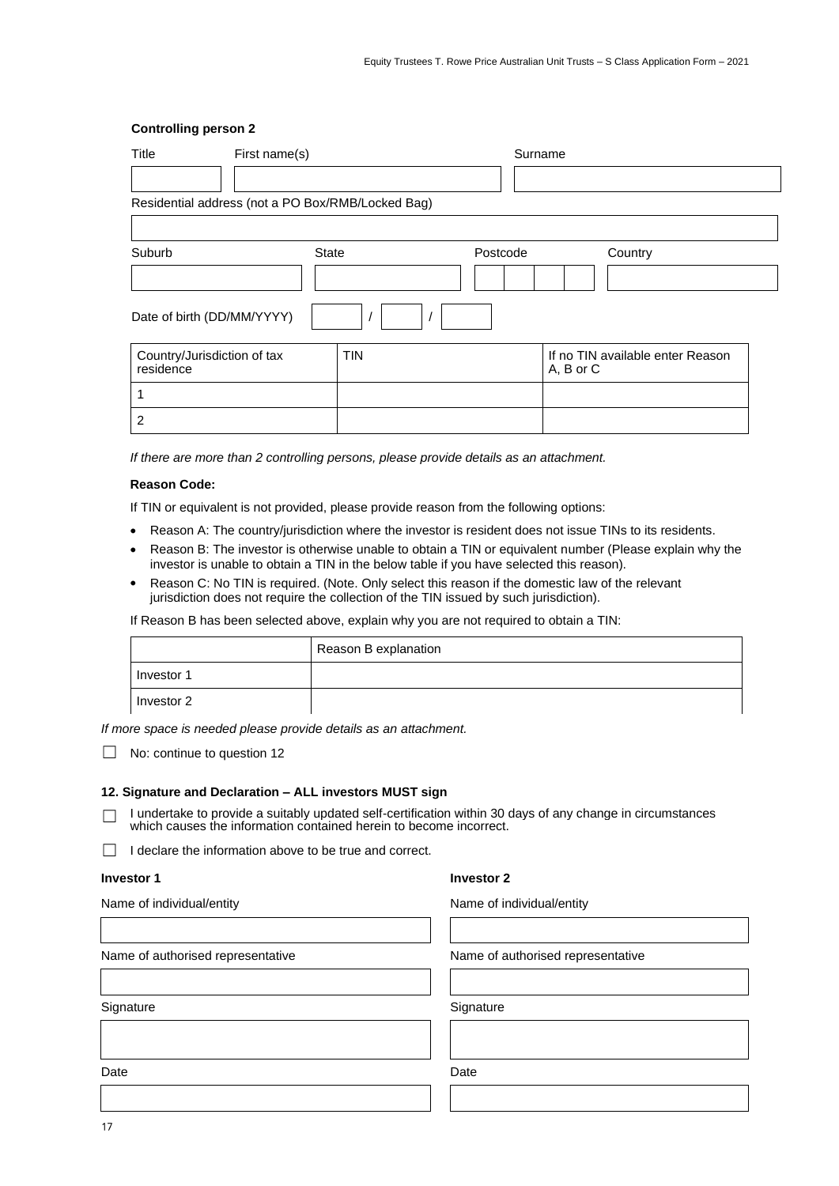**Controlling person 2**

| Title | First name(s) | Surname |
|---|---|---|
| | | |

Residential address (not a PO Box/RMB/Locked Bag)

| |
|---|
| |

| Suburb | State | Postcode | Country |
|---|---|---|---|
| | | | |

Date of birth (DD/MM/YYYY) ____ / ____ / ____

| Country/Jurisdiction of tax residence | TIN | If no TIN available enter Reason A, B or C |
|---|---|---|
| 1 | | |
| 2 | | |

*If there are more than 2 controlling persons, please provide details as an attachment.*

**Reason Code:**

If TIN or equivalent is not provided, please provide reason from the following options:

- Reason A: The country/jurisdiction where the investor is resident does not issue TINs to its residents.
- Reason B: The investor is otherwise unable to obtain a TIN or equivalent number (Please explain why the investor is unable to obtain a TIN in the below table if you have selected this reason).
- Reason C: No TIN is required. (Note. Only select this reason if the domestic law of the relevant jurisdiction does not require the collection of the TIN issued by such jurisdiction).

If Reason B has been selected above, explain why you are not required to obtain a TIN:

| | Reason B explanation |
|---|---|
| Investor 1 | |
| Investor 2 | |

*If more space is needed please provide details as an attachment.*

☐ No: continue to question 12

**12. Signature and Declaration – ALL investors MUST sign**

☐ I undertake to provide a suitably updated self-certification within 30 days of any change in circumstances which causes the information contained herein to become incorrect.

☐ I declare the information above to be true and correct.

| **Investor 1** | **Investor 2** |
|---|---|
| Name of individual/entity | Name of individual/entity |
| | |
| Name of authorised representative | Name of authorised representative |
| | |
| Signature | Signature |
| | |
| Date | Date |
| | |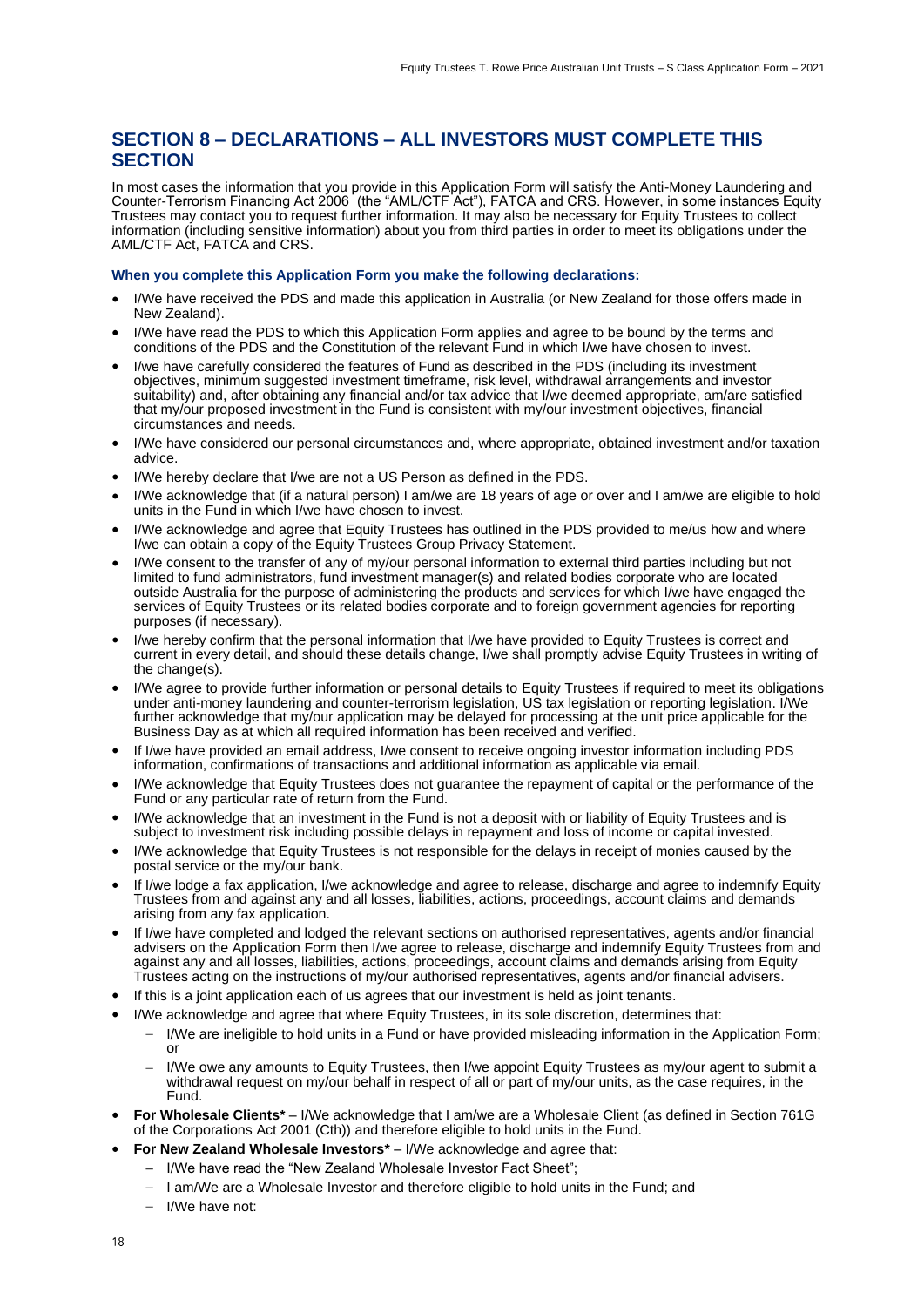## SECTION 8 – DECLARATIONS – ALL INVESTORS MUST COMPLETE THIS SECTION

In most cases the information that you provide in this Application Form will satisfy the Anti-Money Laundering and Counter-Terrorism Financing Act 2006 (the "AML/CTF Act"), FATCA and CRS. However, in some instances Equity Trustees may contact you to request further information. It may also be necessary for Equity Trustees to collect information (including sensitive information) about you from third parties in order to meet its obligations under the AML/CTF Act, FATCA and CRS.

**When you complete this Application Form you make the following declarations:**

- I/We have received the PDS and made this application in Australia (or New Zealand for those offers made in New Zealand).
- I/We have read the PDS to which this Application Form applies and agree to be bound by the terms and conditions of the PDS and the Constitution of the relevant Fund in which I/we have chosen to invest.
- I/we have carefully considered the features of Fund as described in the PDS (including its investment objectives, minimum suggested investment timeframe, risk level, withdrawal arrangements and investor suitability) and, after obtaining any financial and/or tax advice that I/we deemed appropriate, am/are satisfied that my/our proposed investment in the Fund is consistent with my/our investment objectives, financial circumstances and needs.
- I/We have considered our personal circumstances and, where appropriate, obtained investment and/or taxation advice.
- I/We hereby declare that I/we are not a US Person as defined in the PDS.
- I/We acknowledge that (if a natural person) I am/we are 18 years of age or over and I am/we are eligible to hold units in the Fund in which I/we have chosen to invest.
- I/We acknowledge and agree that Equity Trustees has outlined in the PDS provided to me/us how and where I/we can obtain a copy of the Equity Trustees Group Privacy Statement.
- I/We consent to the transfer of any of my/our personal information to external third parties including but not limited to fund administrators, fund investment manager(s) and related bodies corporate who are located outside Australia for the purpose of administering the products and services for which I/we have engaged the services of Equity Trustees or its related bodies corporate and to foreign government agencies for reporting purposes (if necessary).
- I/we hereby confirm that the personal information that I/we have provided to Equity Trustees is correct and current in every detail, and should these details change, I/we shall promptly advise Equity Trustees in writing of the change(s).
- I/We agree to provide further information or personal details to Equity Trustees if required to meet its obligations under anti-money laundering and counter-terrorism legislation, US tax legislation or reporting legislation. I/We further acknowledge that my/our application may be delayed for processing at the unit price applicable for the Business Day as at which all required information has been received and verified.
- If I/we have provided an email address, I/we consent to receive ongoing investor information including PDS information, confirmations of transactions and additional information as applicable via email.
- I/We acknowledge that Equity Trustees does not guarantee the repayment of capital or the performance of the Fund or any particular rate of return from the Fund.
- I/We acknowledge that an investment in the Fund is not a deposit with or liability of Equity Trustees and is subject to investment risk including possible delays in repayment and loss of income or capital invested.
- I/We acknowledge that Equity Trustees is not responsible for the delays in receipt of monies caused by the postal service or the my/our bank.
- If I/we lodge a fax application, I/we acknowledge and agree to release, discharge and agree to indemnify Equity Trustees from and against any and all losses, liabilities, actions, proceedings, account claims and demands arising from any fax application.
- If I/we have completed and lodged the relevant sections on authorised representatives, agents and/or financial advisers on the Application Form then I/we agree to release, discharge and indemnify Equity Trustees from and against any and all losses, liabilities, actions, proceedings, account claims and demands arising from Equity Trustees acting on the instructions of my/our authorised representatives, agents and/or financial advisers.
- If this is a joint application each of us agrees that our investment is held as joint tenants.
- I/We acknowledge and agree that where Equity Trustees, in its sole discretion, determines that:
  - I/We are ineligible to hold units in a Fund or have provided misleading information in the Application Form; or
  - I/We owe any amounts to Equity Trustees, then I/we appoint Equity Trustees as my/our agent to submit a withdrawal request on my/our behalf in respect of all or part of my/our units, as the case requires, in the Fund.
- **For Wholesale Clients*** – I/We acknowledge that I am/we are a Wholesale Client (as defined in Section 761G of the Corporations Act 2001 (Cth)) and therefore eligible to hold units in the Fund.
- **For New Zealand Wholesale Investors*** – I/We acknowledge and agree that:
  - I/We have read the "New Zealand Wholesale Investor Fact Sheet";
  - I am/We are a Wholesale Investor and therefore eligible to hold units in the Fund; and
  - I/We have not: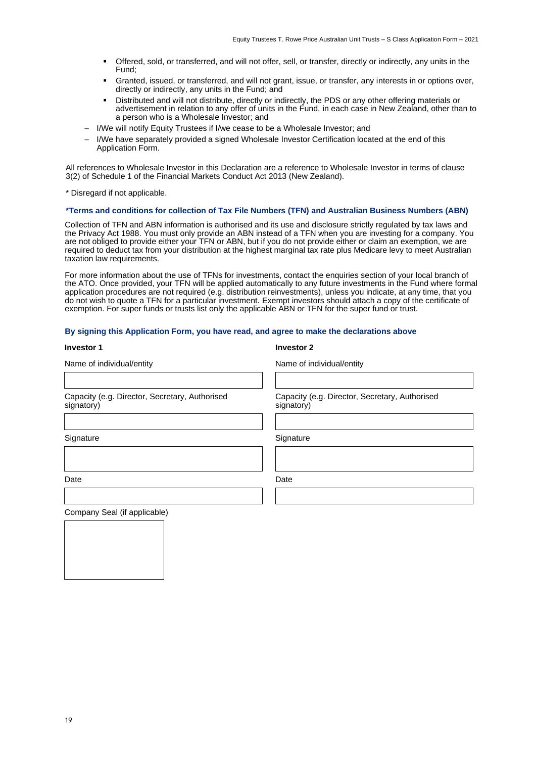- Offered, sold, or transferred, and will not offer, sell, or transfer, directly or indirectly, any units in the Fund;
  - Granted, issued, or transferred, and will not grant, issue, or transfer, any interests in or options over, directly or indirectly, any units in the Fund; and
  - Distributed and will not distribute, directly or indirectly, the PDS or any other offering materials or advertisement in relation to any offer of units in the Fund, in each case in New Zealand, other than to a person who is a Wholesale Investor; and
- I/We will notify Equity Trustees if I/we cease to be a Wholesale Investor; and
- I/We have separately provided a signed Wholesale Investor Certification located at the end of this Application Form.

All references to Wholesale Investor in this Declaration are a reference to Wholesale Investor in terms of clause 3(2) of Schedule 1 of the Financial Markets Conduct Act 2013 (New Zealand).

* Disregard if not applicable.

**\*Terms and conditions for collection of Tax File Numbers (TFN) and Australian Business Numbers (ABN)**

Collection of TFN and ABN information is authorised and its use and disclosure strictly regulated by tax laws and the Privacy Act 1988. You must only provide an ABN instead of a TFN when you are investing for a company. You are not obliged to provide either your TFN or ABN, but if you do not provide either or claim an exemption, we are required to deduct tax from your distribution at the highest marginal tax rate plus Medicare levy to meet Australian taxation law requirements.

For more information about the use of TFNs for investments, contact the enquiries section of your local branch of the ATO. Once provided, your TFN will be applied automatically to any future investments in the Fund where formal application procedures are not required (e.g. distribution reinvestments), unless you indicate, at any time, that you do not wish to quote a TFN for a particular investment. Exempt investors should attach a copy of the certificate of exemption. For super funds or trusts list only the applicable ABN or TFN for the super fund or trust.

**By signing this Application Form, you have read, and agree to make the declarations above**

| **Investor 1** | **Investor 2** |
|---|---|
| Name of individual/entity | Name of individual/entity |
| | |
| Capacity (e.g. Director, Secretary, Authorised signatory) | Capacity (e.g. Director, Secretary, Authorised signatory) |
| | |
| Signature | Signature |
| | |
| Date | Date |
| | |

Company Seal (if applicable)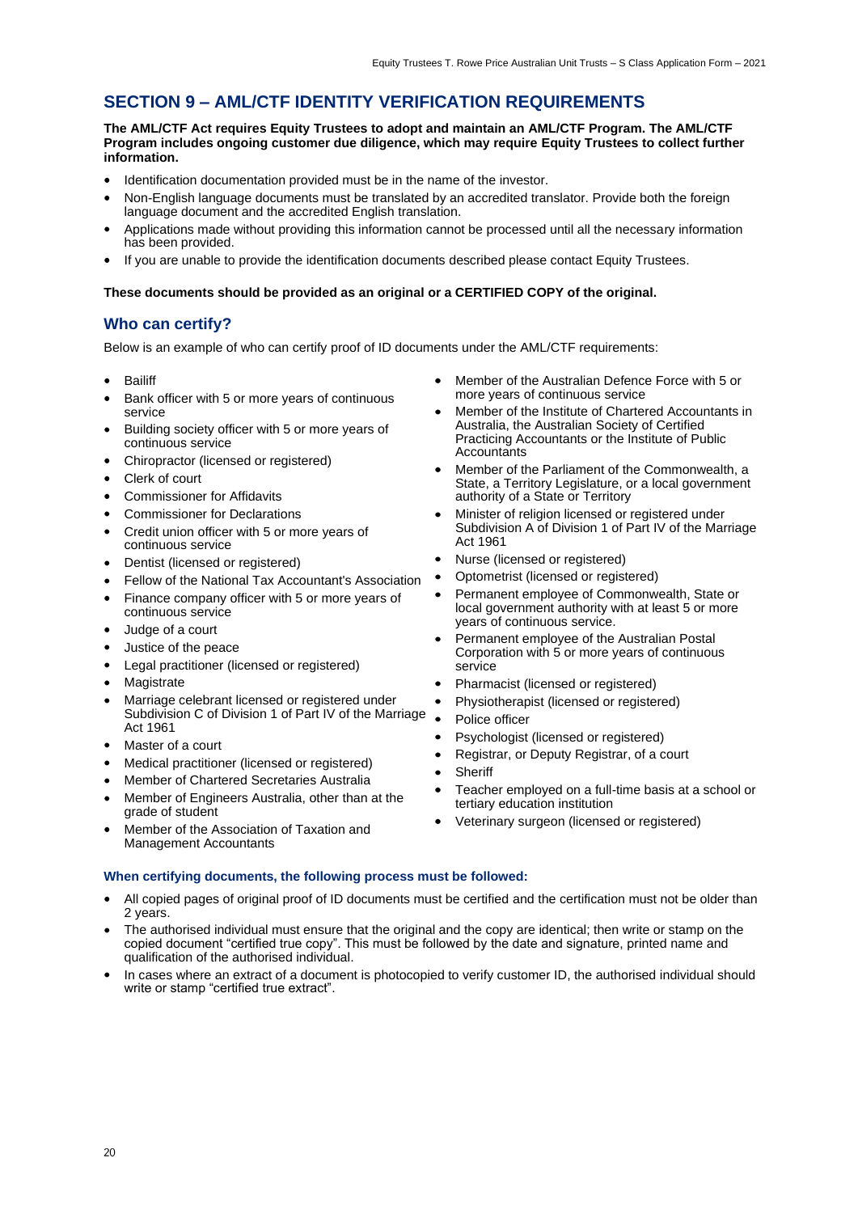## SECTION 9 – AML/CTF IDENTITY VERIFICATION REQUIREMENTS

**The AML/CTF Act requires Equity Trustees to adopt and maintain an AML/CTF Program. The AML/CTF Program includes ongoing customer due diligence, which may require Equity Trustees to collect further information.**

- Identification documentation provided must be in the name of the investor.
- Non-English language documents must be translated by an accredited translator. Provide both the foreign language document and the accredited English translation.
- Applications made without providing this information cannot be processed until all the necessary information has been provided.
- If you are unable to provide the identification documents described please contact Equity Trustees.

**These documents should be provided as an original or a CERTIFIED COPY of the original.**

### Who can certify?

Below is an example of who can certify proof of ID documents under the AML/CTF requirements:

- Bailiff
- Bank officer with 5 or more years of continuous service
- Building society officer with 5 or more years of continuous service
- Chiropractor (licensed or registered)
- Clerk of court
- Commissioner for Affidavits
- Commissioner for Declarations
- Credit union officer with 5 or more years of continuous service
- Dentist (licensed or registered)
- Fellow of the National Tax Accountant's Association
- Finance company officer with 5 or more years of continuous service
- Judge of a court
- Justice of the peace
- Legal practitioner (licensed or registered)
- Magistrate
- Marriage celebrant licensed or registered under Subdivision C of Division 1 of Part IV of the Marriage Act 1961
- Master of a court
- Medical practitioner (licensed or registered)
- Member of Chartered Secretaries Australia
- Member of Engineers Australia, other than at the grade of student
- Member of the Association of Taxation and Management Accountants
- Member of the Australian Defence Force with 5 or more years of continuous service
- Member of the Institute of Chartered Accountants in Australia, the Australian Society of Certified Practicing Accountants or the Institute of Public Accountants
- Member of the Parliament of the Commonwealth, a State, a Territory Legislature, or a local government authority of a State or Territory
- Minister of religion licensed or registered under Subdivision A of Division 1 of Part IV of the Marriage Act 1961
- Nurse (licensed or registered)
- Optometrist (licensed or registered)
- Permanent employee of Commonwealth, State or local government authority with at least 5 or more years of continuous service.
- Permanent employee of the Australian Postal Corporation with 5 or more years of continuous service
- Pharmacist (licensed or registered)
- Physiotherapist (licensed or registered)
- Police officer
- Psychologist (licensed or registered)
- Registrar, or Deputy Registrar, of a court
- Sheriff
- Teacher employed on a full-time basis at a school or tertiary education institution
- Veterinary surgeon (licensed or registered)

**When certifying documents, the following process must be followed:**

- All copied pages of original proof of ID documents must be certified and the certification must not be older than 2 years.
- The authorised individual must ensure that the original and the copy are identical; then write or stamp on the copied document "certified true copy". This must be followed by the date and signature, printed name and qualification of the authorised individual.
- In cases where an extract of a document is photocopied to verify customer ID, the authorised individual should write or stamp "certified true extract".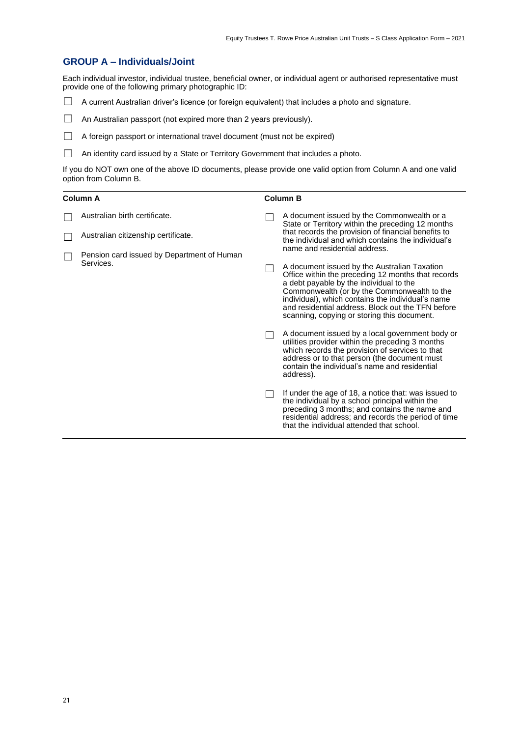## GROUP A – Individuals/Joint

Each individual investor, individual trustee, beneficial owner, or individual agent or authorised representative must provide one of the following primary photographic ID:

- ☐ A current Australian driver's licence (or foreign equivalent) that includes a photo and signature.
- ☐ An Australian passport (not expired more than 2 years previously).
- ☐ A foreign passport or international travel document (must not be expired)
- ☐ An identity card issued by a State or Territory Government that includes a photo.

If you do NOT own one of the above ID documents, please provide one valid option from Column A and one valid option from Column B.

| Column A | Column B |
|---|---|
| ☐ Australian birth certificate. | ☐ A document issued by the Commonwealth or a State or Territory within the preceding 12 months that records the provision of financial benefits to the individual and which contains the individual's name and residential address. |
| ☐ Australian citizenship certificate. | ☐ A document issued by the Australian Taxation Office within the preceding 12 months that records a debt payable by the individual to the Commonwealth (or by the Commonwealth to the individual), which contains the individual's name and residential address. Block out the TFN before scanning, copying or storing this document. |
| ☐ Pension card issued by Department of Human Services. | ☐ A document issued by a local government body or utilities provider within the preceding 3 months which records the provision of services to that address or to that person (the document must contain the individual's name and residential address). |
| | ☐ If under the age of 18, a notice that: was issued to the individual by a school principal within the preceding 3 months; and contains the name and residential address; and records the period of time that the individual attended that school. |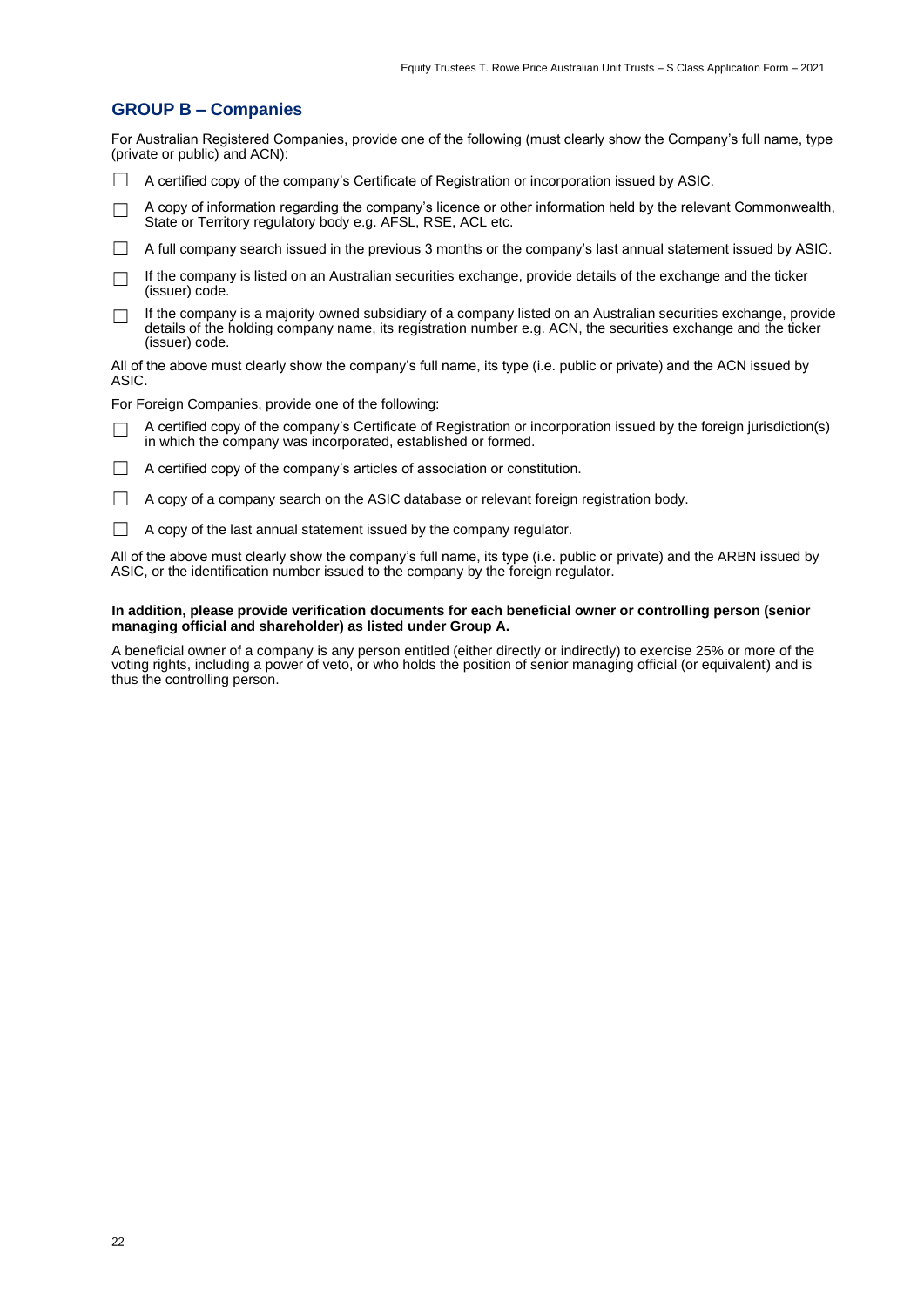## GROUP B – Companies

For Australian Registered Companies, provide one of the following (must clearly show the Company's full name, type (private or public) and ACN):

- ☐ A certified copy of the company's Certificate of Registration or incorporation issued by ASIC.
- ☐ A copy of information regarding the company's licence or other information held by the relevant Commonwealth, State or Territory regulatory body e.g. AFSL, RSE, ACL etc.
- ☐ A full company search issued in the previous 3 months or the company's last annual statement issued by ASIC.
- ☐ If the company is listed on an Australian securities exchange, provide details of the exchange and the ticker (issuer) code.
- ☐ If the company is a majority owned subsidiary of a company listed on an Australian securities exchange, provide details of the holding company name, its registration number e.g. ACN, the securities exchange and the ticker (issuer) code.

All of the above must clearly show the company's full name, its type (i.e. public or private) and the ACN issued by ASIC.

For Foreign Companies, provide one of the following:

- ☐ A certified copy of the company's Certificate of Registration or incorporation issued by the foreign jurisdiction(s) in which the company was incorporated, established or formed.
- ☐ A certified copy of the company's articles of association or constitution.
- ☐ A copy of a company search on the ASIC database or relevant foreign registration body.
- ☐ A copy of the last annual statement issued by the company regulator.

All of the above must clearly show the company's full name, its type (i.e. public or private) and the ARBN issued by ASIC, or the identification number issued to the company by the foreign regulator.

**In addition, please provide verification documents for each beneficial owner or controlling person (senior managing official and shareholder) as listed under Group A.**

A beneficial owner of a company is any person entitled (either directly or indirectly) to exercise 25% or more of the voting rights, including a power of veto, or who holds the position of senior managing official (or equivalent) and is thus the controlling person.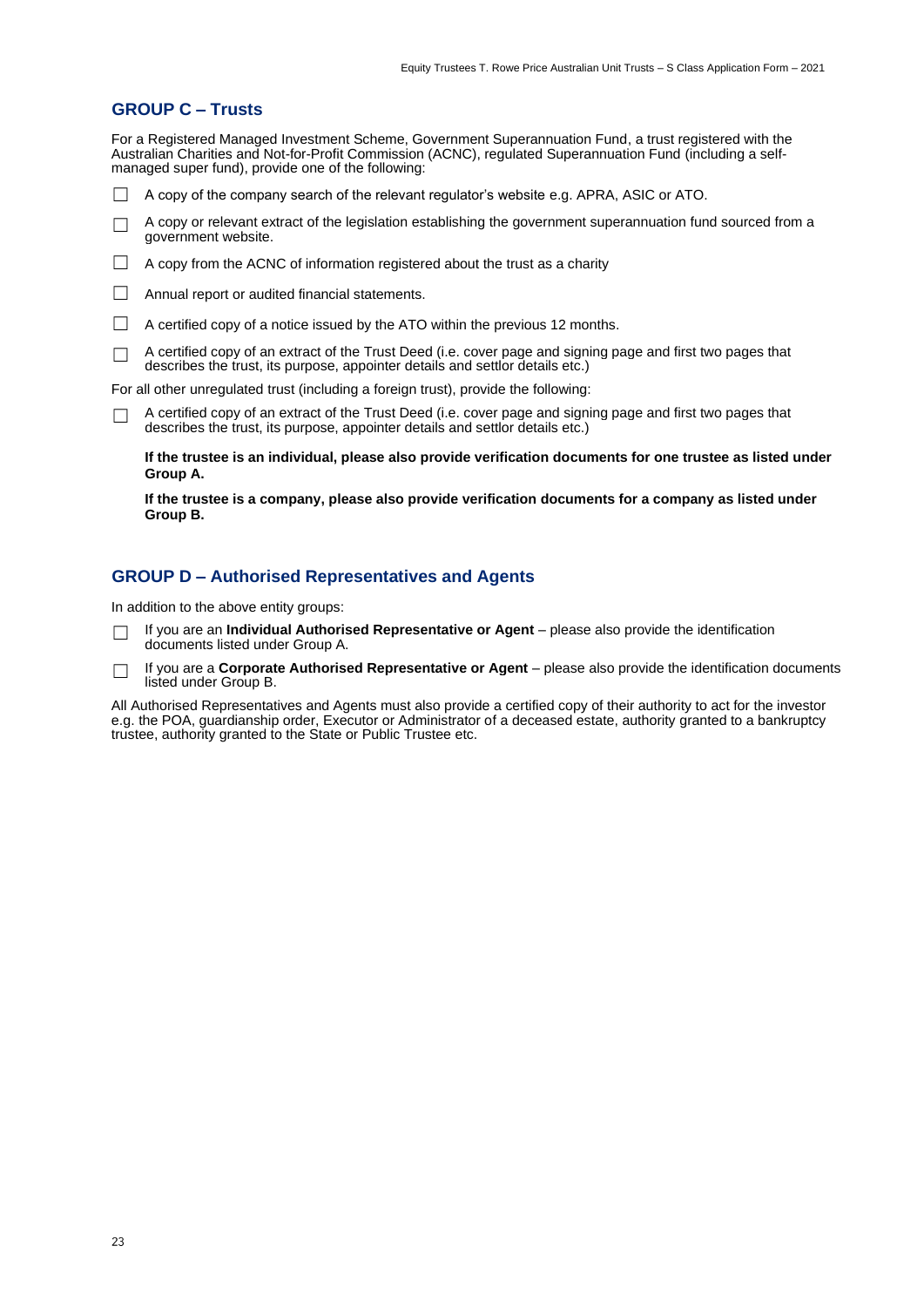## GROUP C – Trusts

For a Registered Managed Investment Scheme, Government Superannuation Fund, a trust registered with the Australian Charities and Not-for-Profit Commission (ACNC), regulated Superannuation Fund (including a self-managed super fund), provide one of the following:

- ☐ A copy of the company search of the relevant regulator's website e.g. APRA, ASIC or ATO.
- ☐ A copy or relevant extract of the legislation establishing the government superannuation fund sourced from a government website.
- ☐ A copy from the ACNC of information registered about the trust as a charity
- ☐ Annual report or audited financial statements.
- ☐ A certified copy of a notice issued by the ATO within the previous 12 months.
- ☐ A certified copy of an extract of the Trust Deed (i.e. cover page and signing page and first two pages that describes the trust, its purpose, appointer details and settlor details etc.)

For all other unregulated trust (including a foreign trust), provide the following:

- ☐ A certified copy of an extract of the Trust Deed (i.e. cover page and signing page and first two pages that describes the trust, its purpose, appointer details and settlor details etc.)

**If the trustee is an individual, please also provide verification documents for one trustee as listed under Group A.**

**If the trustee is a company, please also provide verification documents for a company as listed under Group B.**

## GROUP D – Authorised Representatives and Agents

In addition to the above entity groups:

- ☐ If you are an **Individual Authorised Representative or Agent** – please also provide the identification documents listed under Group A.
- ☐ If you are a **Corporate Authorised Representative or Agent** – please also provide the identification documents listed under Group B.

All Authorised Representatives and Agents must also provide a certified copy of their authority to act for the investor e.g. the POA, guardianship order, Executor or Administrator of a deceased estate, authority granted to a bankruptcy trustee, authority granted to the State or Public Trustee etc.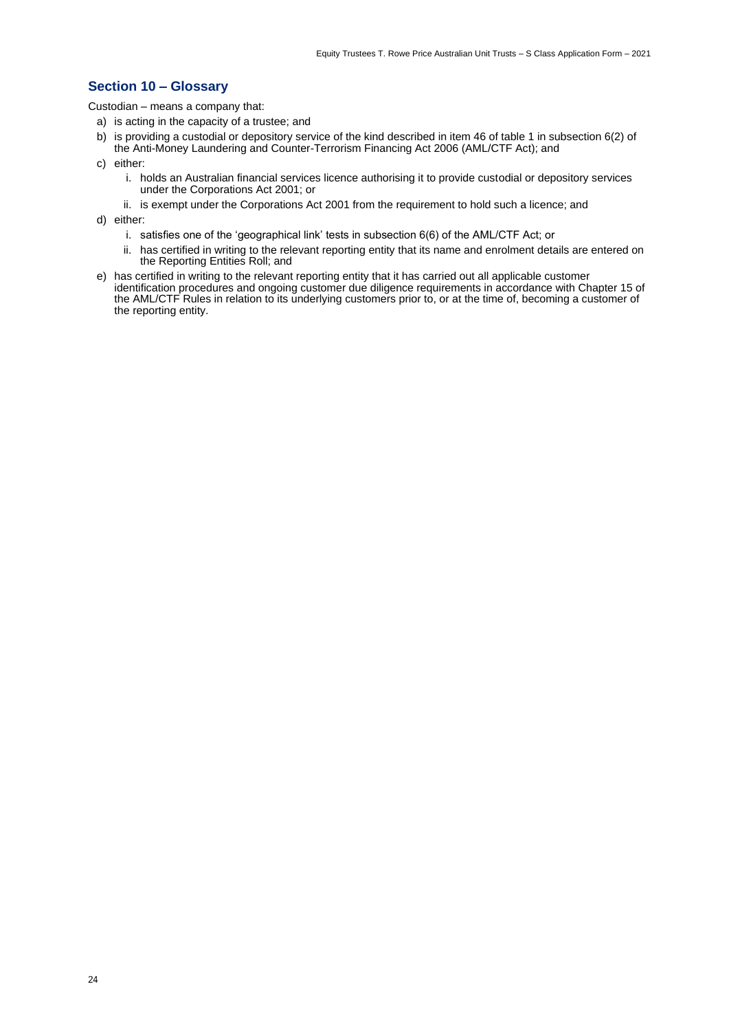## Section 10 – Glossary

Custodian – means a company that:

a) is acting in the capacity of a trustee; and
b) is providing a custodial or depository service of the kind described in item 46 of table 1 in subsection 6(2) of the Anti-Money Laundering and Counter-Terrorism Financing Act 2006 (AML/CTF Act); and
c) either:
   i. holds an Australian financial services licence authorising it to provide custodial or depository services under the Corporations Act 2001; or
   ii. is exempt under the Corporations Act 2001 from the requirement to hold such a licence; and
d) either:
   i. satisfies one of the 'geographical link' tests in subsection 6(6) of the AML/CTF Act; or
   ii. has certified in writing to the relevant reporting entity that its name and enrolment details are entered on the Reporting Entities Roll; and
e) has certified in writing to the relevant reporting entity that it has carried out all applicable customer identification procedures and ongoing customer due diligence requirements in accordance with Chapter 15 of the AML/CTF Rules in relation to its underlying customers prior to, or at the time of, becoming a customer of the reporting entity.